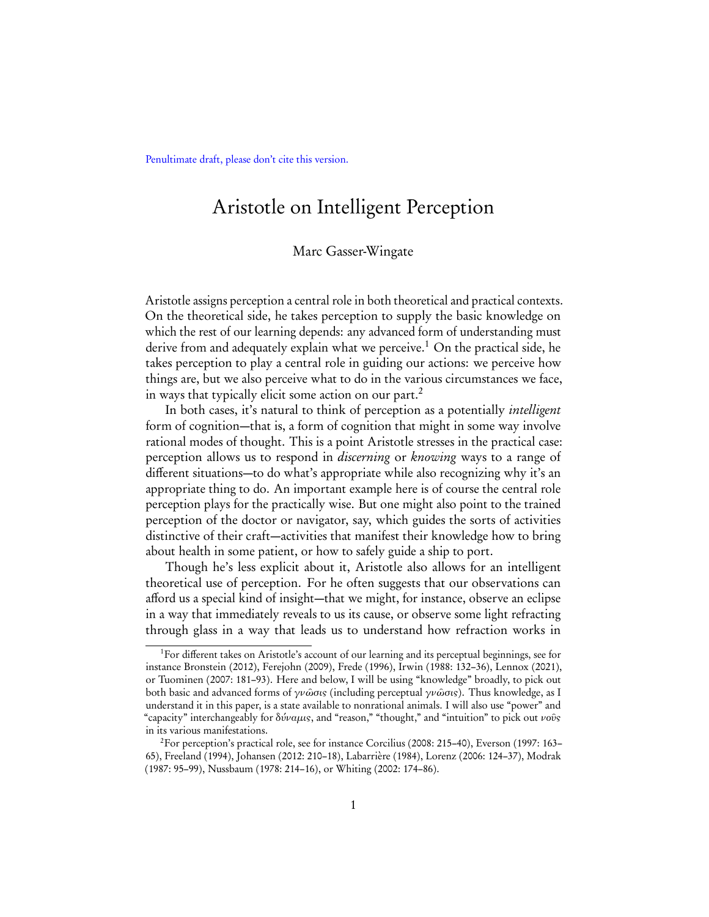Penultimate draft, please don't cite this version.

# Aristotle on Intelligent Perception

Marc Gasser-Wingate

Aristotle assigns perception a central role in both theoretical and practical contexts. On the theoretical side, he takes perception to supply the basic knowledge on which the rest of our learning depends: any advanced form of understanding must derive from and adequately explain what we perceive.[1] On the practical side, he takes perception to play a central role in guiding our actions: we perceive how things are, but we also perceive what to do in the various circumstances we face, in ways that typically elicit some action on our part.[2]

In both cases, it's natural to think of perception as a potentially *intelligent* form of cognition—that is, a form of cognition that might in some way involve rational modes of thought. This is a point Aristotle stresses in the practical case: perception allows us to respond in *discerning* or *knowing* ways to a range of different situations—to do what's appropriate while also recognizing why it's an appropriate thing to do. An important example here is of course the central role perception plays for the practically wise. But one might also point to the trained perception of the doctor or navigator, say, which guides the sorts of activities distinctive of their craft—activities that manifest their knowledge how to bring about health in some patient, or how to safely guide a ship to port.

Though he's less explicit about it, Aristotle also allows for an intelligent theoretical use of perception. For he often suggests that our observations can afford us a special kind of insight—that we might, for instance, observe an eclipse in a way that immediately reveals to us its cause, or observe some light refracting through glass in a way that leads us to understand how refraction works in

[1] For different takes on Aristotle's account of our learning and its perceptual beginnings, see for instance Bronstein (2012), Ferejohn (2009), Frede (1996), Irwin (1988: 132–36), Lennox (2021), or Tuominen (2007: 181–93). Here and below, I will be using "knowledge" broadly, to pick out both basic and advanced forms of *γνῶσις* (including perceptual *γνῶσις*). Thus knowledge, as I understand it in this paper, is a state available to nonrational animals. I will also use "power" and "capacity" interchangeably for δύναμις, and "reason," "thought," and "intuition" to pick out *νοῦς* in its various manifestations.

[2] For perception's practical role, see for instance Corcilius (2008: 215–40), Everson (1997: 163–65), Freeland (1994), Johansen (2012: 210–18), Labarrière (1984), Lorenz (2006: 124–37), Modrak (1987: 95–99), Nussbaum (1978: 214–16), or Whiting (2002: 174–86).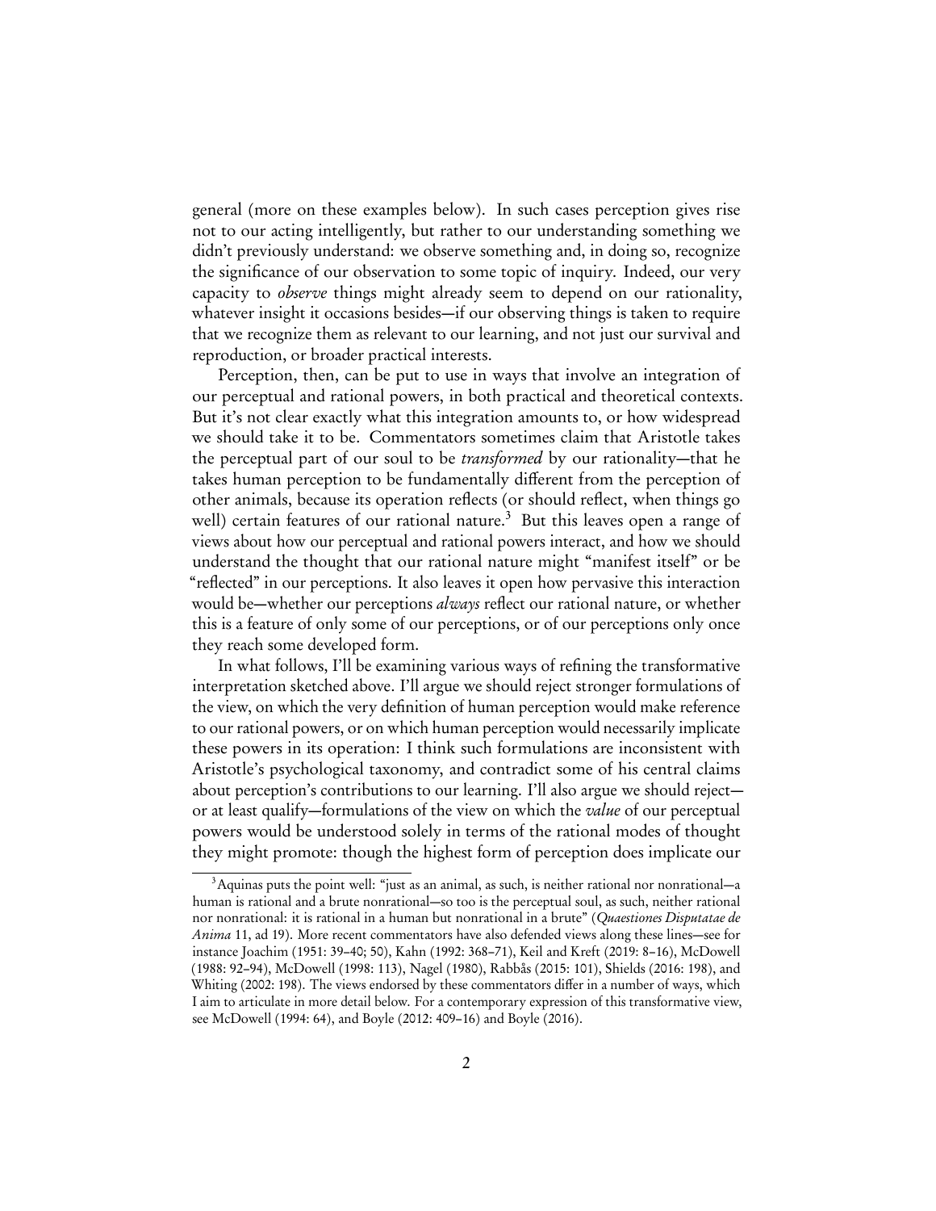general (more on these examples below). In such cases perception gives rise not to our acting intelligently, but rather to our understanding something we didn't previously understand: we observe something and, in doing so, recognize the significance of our observation to some topic of inquiry. Indeed, our very capacity to *observe* things might already seem to depend on our rationality, whatever insight it occasions besides—if our observing things is taken to require that we recognize them as relevant to our learning, and not just our survival and reproduction, or broader practical interests.

Perception, then, can be put to use in ways that involve an integration of our perceptual and rational powers, in both practical and theoretical contexts. But it's not clear exactly what this integration amounts to, or how widespread we should take it to be. Commentators sometimes claim that Aristotle takes the perceptual part of our soul to be *transformed* by our rationality—that he takes human perception to be fundamentally different from the perception of other animals, because its operation reflects (or should reflect, when things go well) certain features of our rational nature.[3] But this leaves open a range of views about how our perceptual and rational powers interact, and how we should understand the thought that our rational nature might "manifest itself" or be "reflected" in our perceptions. It also leaves it open how pervasive this interaction would be—whether our perceptions *always* reflect our rational nature, or whether this is a feature of only some of our perceptions, or of our perceptions only once they reach some developed form.

In what follows, I'll be examining various ways of refining the transformative interpretation sketched above. I'll argue we should reject stronger formulations of the view, on which the very definition of human perception would make reference to our rational powers, or on which human perception would necessarily implicate these powers in its operation: I think such formulations are inconsistent with Aristotle's psychological taxonomy, and contradict some of his central claims about perception's contributions to our learning. I'll also argue we should reject—or at least qualify—formulations of the view on which the *value* of our perceptual powers would be understood solely in terms of the rational modes of thought they might promote: though the highest form of perception does implicate our

[3] Aquinas puts the point well: "just as an animal, as such, is neither rational nor nonrational—a human is rational and a brute nonrational—so too is the perceptual soul, as such, neither rational nor nonrational: it is rational in a human but nonrational in a brute" (*Quaestiones Disputatae de Anima* 11, ad 19). More recent commentators have also defended views along these lines—see for instance Joachim (1951: 39–40; 50), Kahn (1992: 368–71), Keil and Kreft (2019: 8–16), McDowell (1988: 92–94), McDowell (1998: 113), Nagel (1980), Rabbås (2015: 101), Shields (2016: 198), and Whiting (2002: 198). The views endorsed by these commentators differ in a number of ways, which I aim to articulate in more detail below. For a contemporary expression of this transformative view, see McDowell (1994: 64), and Boyle (2012: 409–16) and Boyle (2016).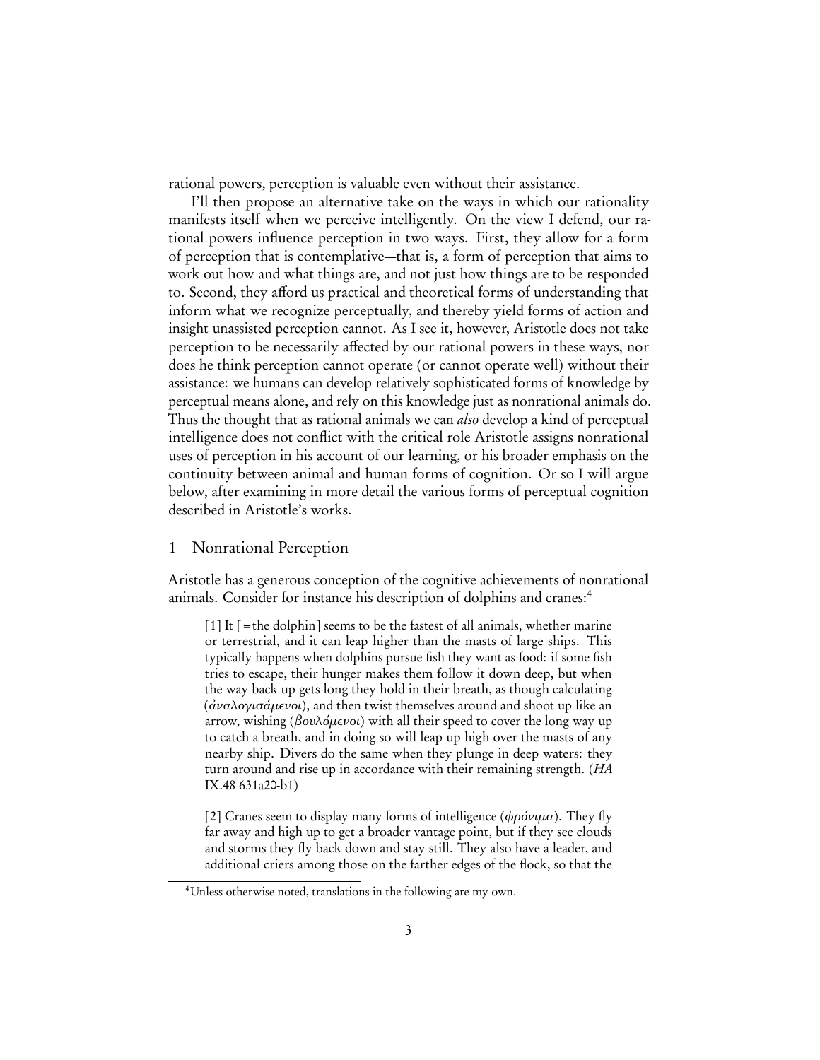rational powers, perception is valuable even without their assistance.

I'll then propose an alternative take on the ways in which our rationality manifests itself when we perceive intelligently. On the view I defend, our rational powers influence perception in two ways. First, they allow for a form of perception that is contemplative—that is, a form of perception that aims to work out how and what things are, and not just how things are to be responded to. Second, they afford us practical and theoretical forms of understanding that inform what we recognize perceptually, and thereby yield forms of action and insight unassisted perception cannot. As I see it, however, Aristotle does not take perception to be necessarily affected by our rational powers in these ways, nor does he think perception cannot operate (or cannot operate well) without their assistance: we humans can develop relatively sophisticated forms of knowledge by perceptual means alone, and rely on this knowledge just as nonrational animals do. Thus the thought that as rational animals we can *also* develop a kind of perceptual intelligence does not conflict with the critical role Aristotle assigns nonrational uses of perception in his account of our learning, or his broader emphasis on the continuity between animal and human forms of cognition. Or so I will argue below, after examining in more detail the various forms of perceptual cognition described in Aristotle's works.

## 1 Nonrational Perception

Aristotle has a generous conception of the cognitive achievements of nonrational animals. Consider for instance his description of dolphins and cranes:[4]

> [1] It [ = the dolphin] seems to be the fastest of all animals, whether marine or terrestrial, and it can leap higher than the masts of large ships. This typically happens when dolphins pursue fish they want as food: if some fish tries to escape, their hunger makes them follow it down deep, but when the way back up gets long they hold in their breath, as though calculating (ἀναλογισάμενοι), and then twist themselves around and shoot up like an arrow, wishing (βουλόμενοι) with all their speed to cover the long way up to catch a breath, and in doing so will leap up high over the masts of any nearby ship. Divers do the same when they plunge in deep waters: they turn around and rise up in accordance with their remaining strength. (*HA* IX.48 631a20-b1)

> [2] Cranes seem to display many forms of intelligence (φρόνιμα). They fly far away and high up to get a broader vantage point, but if they see clouds and storms they fly back down and stay still. They also have a leader, and additional criers among those on the farther edges of the flock, so that the

[4] Unless otherwise noted, translations in the following are my own.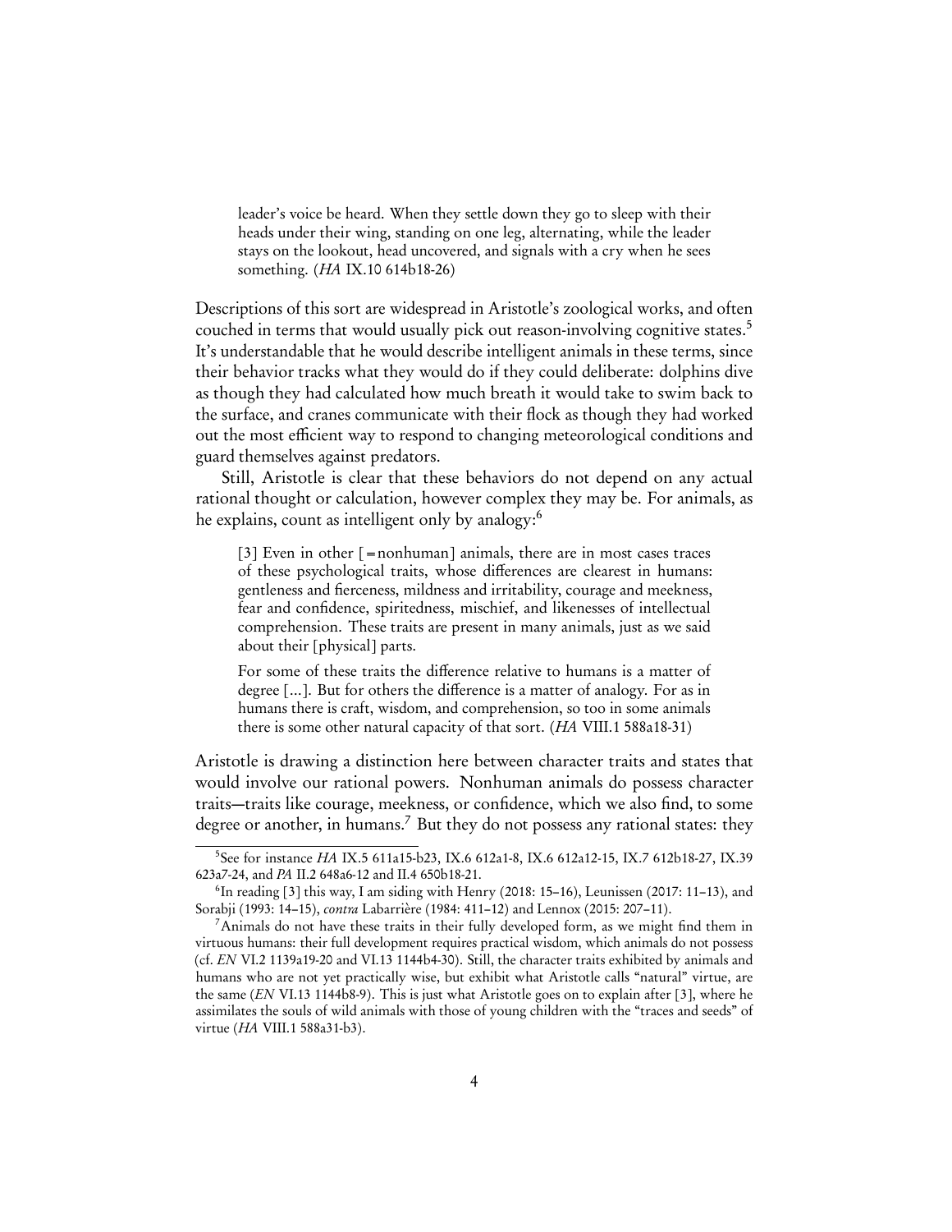> leader's voice be heard. When they settle down they go to sleep with their heads under their wing, standing on one leg, alternating, while the leader stays on the lookout, head uncovered, and signals with a cry when he sees something. (*HA* IX.10 614b18-26)

Descriptions of this sort are widespread in Aristotle's zoological works, and often couched in terms that would usually pick out reason-involving cognitive states.[5] It's understandable that he would describe intelligent animals in these terms, since their behavior tracks what they would do if they could deliberate: dolphins dive as though they had calculated how much breath it would take to swim back to the surface, and cranes communicate with their flock as though they had worked out the most efficient way to respond to changing meteorological conditions and guard themselves against predators.

Still, Aristotle is clear that these behaviors do not depend on any actual rational thought or calculation, however complex they may be. For animals, as he explains, count as intelligent only by analogy:[6]

> [3] Even in other [=nonhuman] animals, there are in most cases traces of these psychological traits, whose differences are clearest in humans: gentleness and fierceness, mildness and irritability, courage and meekness, fear and confidence, spiritedness, mischief, and likenesses of intellectual comprehension. These traits are present in many animals, just as we said about their [physical] parts.
>
> For some of these traits the difference relative to humans is a matter of degree [...]. But for others the difference is a matter of analogy. For as in humans there is craft, wisdom, and comprehension, so too in some animals there is some other natural capacity of that sort. (*HA* VIII.1 588a18-31)

Aristotle is drawing a distinction here between character traits and states that would involve our rational powers. Nonhuman animals do possess character traits—traits like courage, meekness, or confidence, which we also find, to some degree or another, in humans.[7] But they do not possess any rational states: they

[5] See for instance *HA* IX.5 611a15-b23, IX.6 612a1-8, IX.6 612a12-15, IX.7 612b18-27, IX.39 623a7-24, and *PA* II.2 648a6-12 and II.4 650b18-21.

[6] In reading [3] this way, I am siding with Henry (2018: 15–16), Leunissen (2017: 11–13), and Sorabji (1993: 14–15), *contra* Labarrière (1984: 411–12) and Lennox (2015: 207–11).

[7] Animals do not have these traits in their fully developed form, as we might find them in virtuous humans: their full development requires practical wisdom, which animals do not possess (cf. *EN* VI.2 1139a19-20 and VI.13 1144b4-30). Still, the character traits exhibited by animals and humans who are not yet practically wise, but exhibit what Aristotle calls "natural" virtue, are the same (*EN* VI.13 1144b8-9). This is just what Aristotle goes on to explain after [3], where he assimilates the souls of wild animals with those of young children with the "traces and seeds" of virtue (*HA* VIII.1 588a31-b3).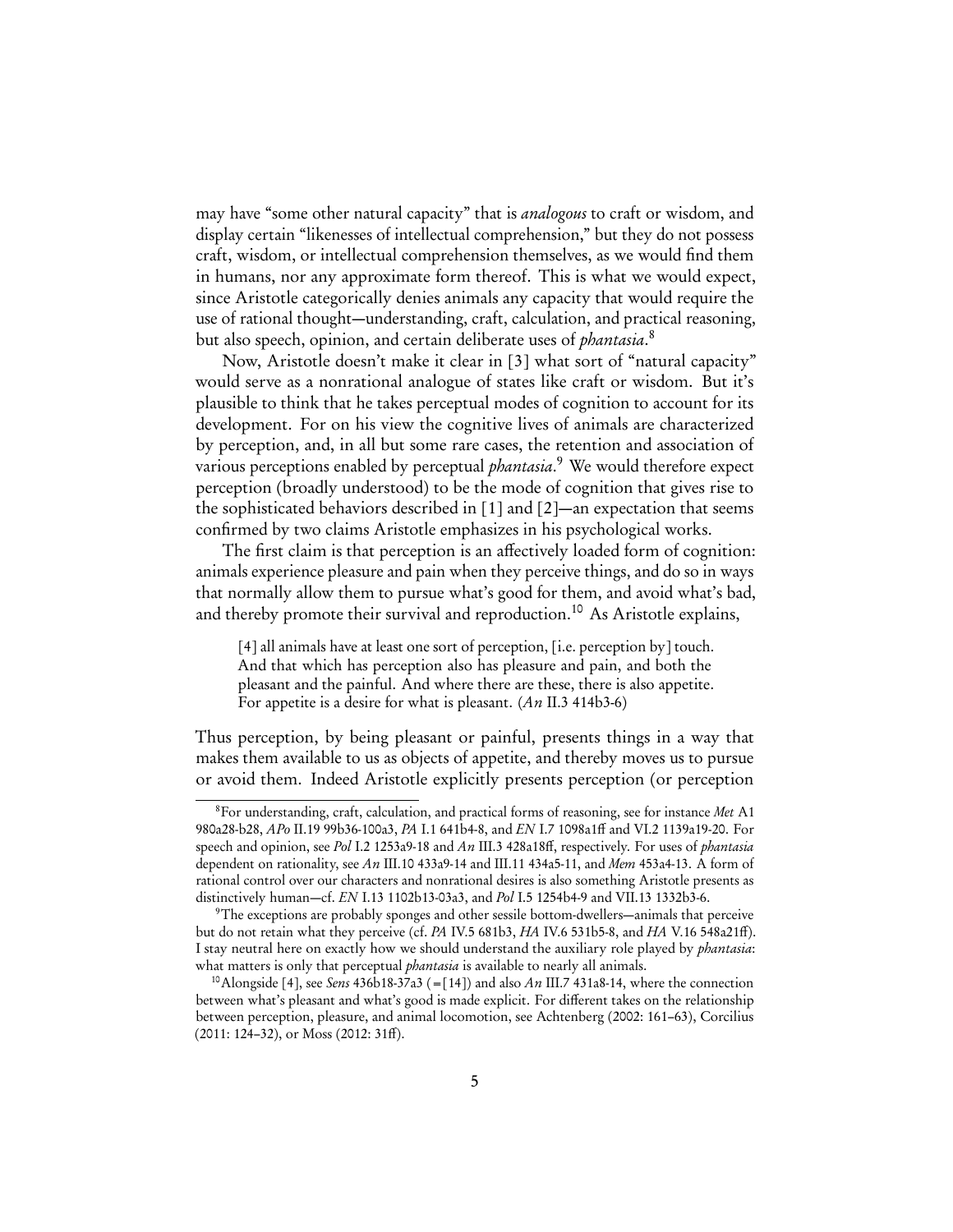may have "some other natural capacity" that is *analogous* to craft or wisdom, and display certain "likenesses of intellectual comprehension," but they do not possess craft, wisdom, or intellectual comprehension themselves, as we would find them in humans, nor any approximate form thereof. This is what we would expect, since Aristotle categorically denies animals any capacity that would require the use of rational thought—understanding, craft, calculation, and practical reasoning, but also speech, opinion, and certain deliberate uses of *phantasia*.[8]

Now, Aristotle doesn't make it clear in [3] what sort of "natural capacity" would serve as a nonrational analogue of states like craft or wisdom. But it's plausible to think that he takes perceptual modes of cognition to account for its development. For on his view the cognitive lives of animals are characterized by perception, and, in all but some rare cases, the retention and association of various perceptions enabled by perceptual *phantasia*.[9] We would therefore expect perception (broadly understood) to be the mode of cognition that gives rise to the sophisticated behaviors described in [1] and [2]—an expectation that seems confirmed by two claims Aristotle emphasizes in his psychological works.

The first claim is that perception is an affectively loaded form of cognition: animals experience pleasure and pain when they perceive things, and do so in ways that normally allow them to pursue what's good for them, and avoid what's bad, and thereby promote their survival and reproduction.[10] As Aristotle explains,

> [4] all animals have at least one sort of perception, [i.e. perception by] touch. And that which has perception also has pleasure and pain, and both the pleasant and the painful. And where there are these, there is also appetite. For appetite is a desire for what is pleasant. (*An* II.3 414b3-6)

Thus perception, by being pleasant or painful, presents things in a way that makes them available to us as objects of appetite, and thereby moves us to pursue or avoid them. Indeed Aristotle explicitly presents perception (or perception

---

[8] For understanding, craft, calculation, and practical forms of reasoning, see for instance *Met* A1 980a28-b28, *APo* II.19 99b36-100a3, *PA* I.1 641b4-8, and *EN* I.7 1098a1ff and VI.2 1139a19-20. For speech and opinion, see *Pol* I.2 1253a9-18 and *An* III.3 428a18ff, respectively. For uses of *phantasia* dependent on rationality, see *An* III.10 433a9-14 and III.11 434a5-11, and *Mem* 453a4-13. A form of rational control over our characters and nonrational desires is also something Aristotle presents as distinctively human—cf. *EN* I.13 1102b13-03a3, and *Pol* I.5 1254b4-9 and VII.13 1332b3-6.

[9] The exceptions are probably sponges and other sessile bottom-dwellers—animals that perceive but do not retain what they perceive (cf. *PA* IV.5 681b3, *HA* IV.6 531b5-8, and *HA* V.16 548a21ff). I stay neutral here on exactly how we should understand the auxiliary role played by *phantasia*: what matters is only that perceptual *phantasia* is available to nearly all animals.

[10] Alongside [4], see *Sens* 436b18-37a3 (=[14]) and also *An* III.7 431a8-14, where the connection between what's pleasant and what's good is made explicit. For different takes on the relationship between perception, pleasure, and animal locomotion, see Achtenberg (2002: 161–63), Corcilius (2011: 124–32), or Moss (2012: 31ff).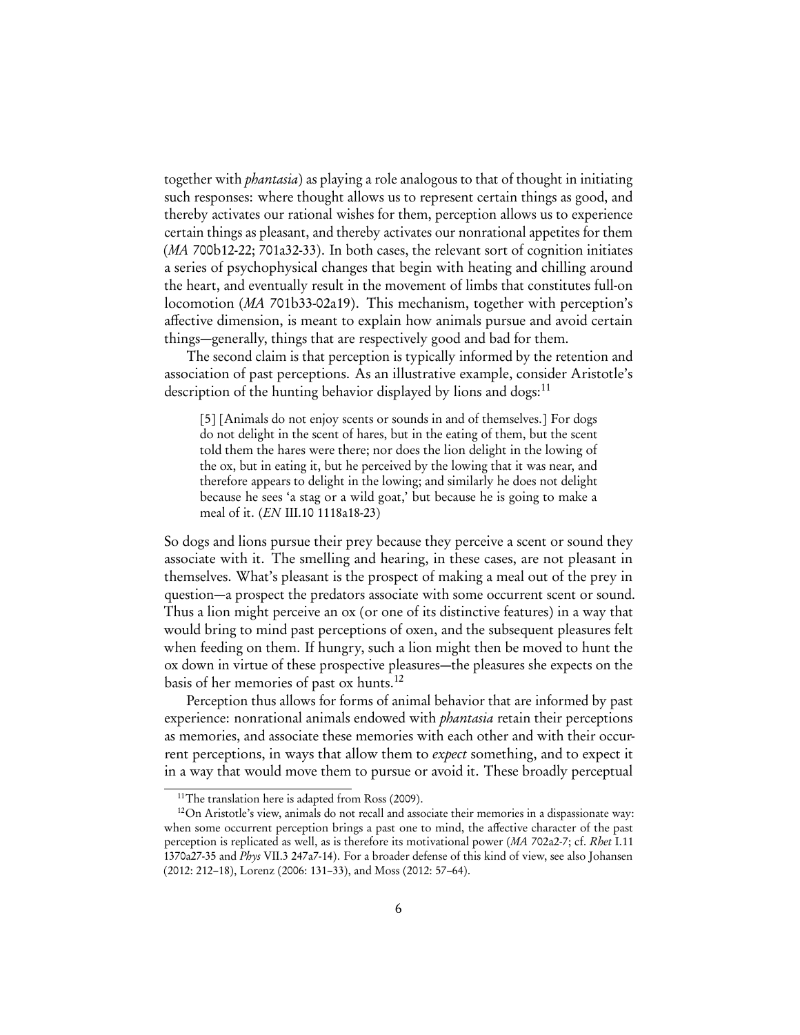together with *phantasia*) as playing a role analogous to that of thought in initiating such responses: where thought allows us to represent certain things as good, and thereby activates our rational wishes for them, perception allows us to experience certain things as pleasant, and thereby activates our nonrational appetites for them (*MA* 700b12-22; 701a32-33). In both cases, the relevant sort of cognition initiates a series of psychophysical changes that begin with heating and chilling around the heart, and eventually result in the movement of limbs that constitutes full-on locomotion (*MA* 701b33-02a19). This mechanism, together with perception's affective dimension, is meant to explain how animals pursue and avoid certain things—generally, things that are respectively good and bad for them.

The second claim is that perception is typically informed by the retention and association of past perceptions. As an illustrative example, consider Aristotle's description of the hunting behavior displayed by lions and dogs:[11]

> [5] [Animals do not enjoy scents or sounds in and of themselves.] For dogs do not delight in the scent of hares, but in the eating of them, but the scent told them the hares were there; nor does the lion delight in the lowing of the ox, but in eating it, but he perceived by the lowing that it was near, and therefore appears to delight in the lowing; and similarly he does not delight because he sees 'a stag or a wild goat,' but because he is going to make a meal of it. (*EN* III.10 1118a18-23)

So dogs and lions pursue their prey because they perceive a scent or sound they associate with it. The smelling and hearing, in these cases, are not pleasant in themselves. What's pleasant is the prospect of making a meal out of the prey in question—a prospect the predators associate with some occurrent scent or sound. Thus a lion might perceive an ox (or one of its distinctive features) in a way that would bring to mind past perceptions of oxen, and the subsequent pleasures felt when feeding on them. If hungry, such a lion might then be moved to hunt the ox down in virtue of these prospective pleasures—the pleasures she expects on the basis of her memories of past ox hunts.[12]

Perception thus allows for forms of animal behavior that are informed by past experience: nonrational animals endowed with *phantasia* retain their perceptions as memories, and associate these memories with each other and with their occurrent perceptions, in ways that allow them to *expect* something, and to expect it in a way that would move them to pursue or avoid it. These broadly perceptual

[11] The translation here is adapted from Ross (2009).

[12] On Aristotle's view, animals do not recall and associate their memories in a dispassionate way: when some occurrent perception brings a past one to mind, the affective character of the past perception is replicated as well, as is therefore its motivational power (*MA* 702a2-7; cf. *Rhet* I.11 1370a27-35 and *Phys* VII.3 247a7-14). For a broader defense of this kind of view, see also Johansen (2012: 212–18), Lorenz (2006: 131–33), and Moss (2012: 57–64).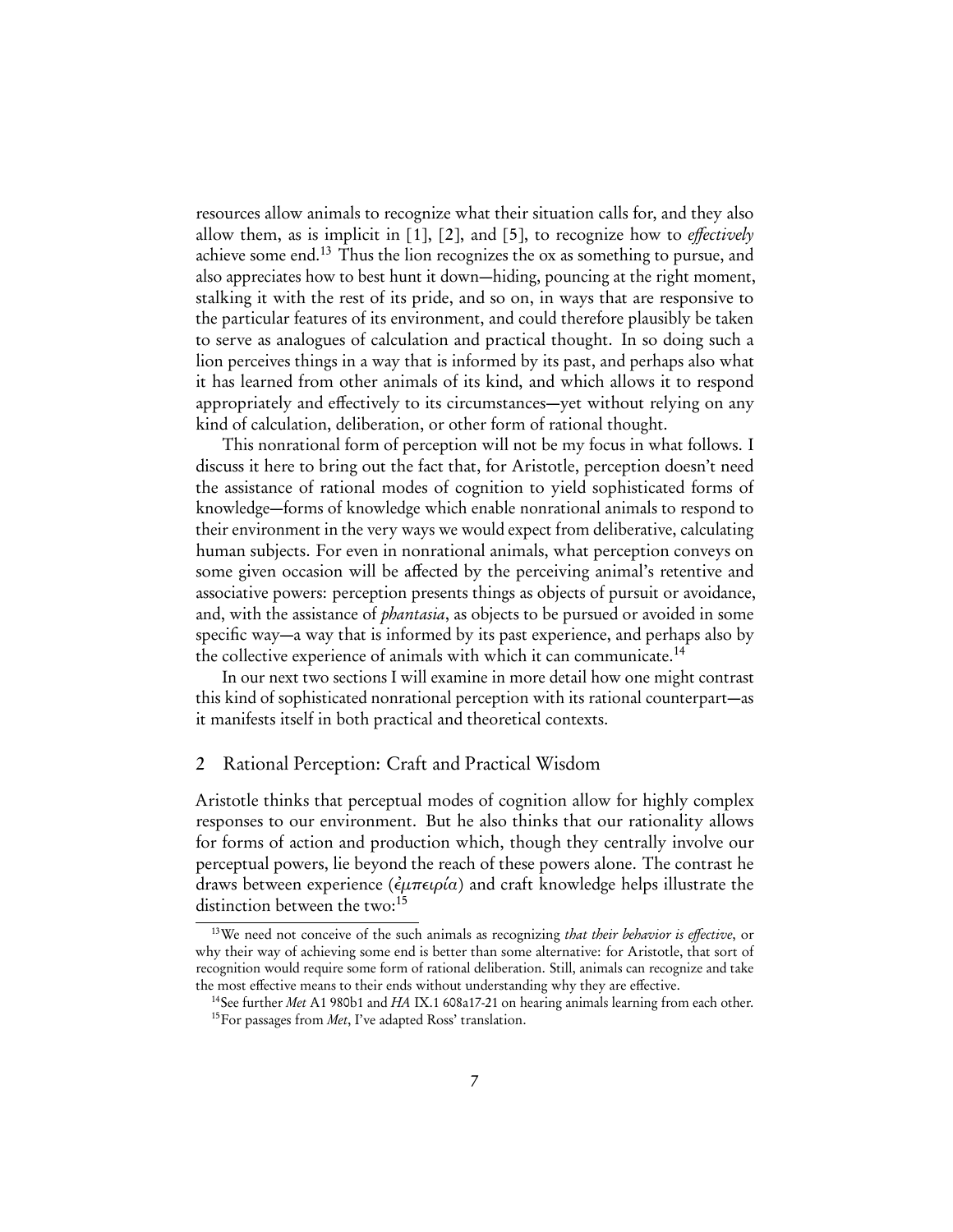resources allow animals to recognize what their situation calls for, and they also allow them, as is implicit in [1], [2], and [5], to recognize how to *effectively* achieve some end.[13] Thus the lion recognizes the ox as something to pursue, and also appreciates how to best hunt it down—hiding, pouncing at the right moment, stalking it with the rest of its pride, and so on, in ways that are responsive to the particular features of its environment, and could therefore plausibly be taken to serve as analogues of calculation and practical thought. In so doing such a lion perceives things in a way that is informed by its past, and perhaps also what it has learned from other animals of its kind, and which allows it to respond appropriately and effectively to its circumstances—yet without relying on any kind of calculation, deliberation, or other form of rational thought.

This nonrational form of perception will not be my focus in what follows. I discuss it here to bring out the fact that, for Aristotle, perception doesn't need the assistance of rational modes of cognition to yield sophisticated forms of knowledge—forms of knowledge which enable nonrational animals to respond to their environment in the very ways we would expect from deliberative, calculating human subjects. For even in nonrational animals, what perception conveys on some given occasion will be affected by the perceiving animal's retentive and associative powers: perception presents things as objects of pursuit or avoidance, and, with the assistance of *phantasia*, as objects to be pursued or avoided in some specific way—a way that is informed by its past experience, and perhaps also by the collective experience of animals with which it can communicate.[14]

In our next two sections I will examine in more detail how one might contrast this kind of sophisticated nonrational perception with its rational counterpart—as it manifests itself in both practical and theoretical contexts.

## 2 Rational Perception: Craft and Practical Wisdom

Aristotle thinks that perceptual modes of cognition allow for highly complex responses to our environment. But he also thinks that our rationality allows for forms of action and production which, though they centrally involve our perceptual powers, lie beyond the reach of these powers alone. The contrast he draws between experience (*ἐμπειρία*) and craft knowledge helps illustrate the distinction between the two:[15]

[13] We need not conceive of the such animals as recognizing *that their behavior is effective*, or why their way of achieving some end is better than some alternative: for Aristotle, that sort of recognition would require some form of rational deliberation. Still, animals can recognize and take the most effective means to their ends without understanding why they are effective.

[14] See further *Met* A1 980b1 and *HA* IX.1 608a17-21 on hearing animals learning from each other.

[15] For passages from *Met*, I've adapted Ross' translation.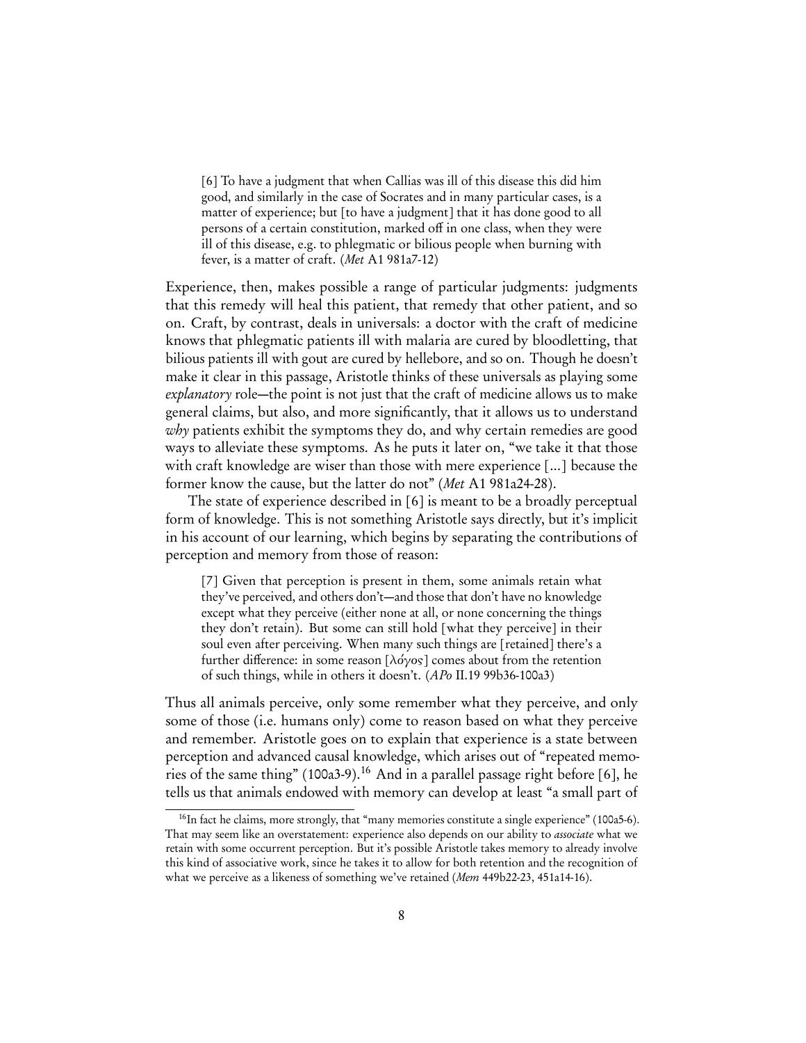> [6] To have a judgment that when Callias was ill of this disease this did him good, and similarly in the case of Socrates and in many particular cases, is a matter of experience; but [to have a judgment] that it has done good to all persons of a certain constitution, marked off in one class, when they were ill of this disease, e.g. to phlegmatic or bilious people when burning with fever, is a matter of craft. (*Met* A1 981a7-12)

Experience, then, makes possible a range of particular judgments: judgments that this remedy will heal this patient, that remedy that other patient, and so on. Craft, by contrast, deals in universals: a doctor with the craft of medicine knows that phlegmatic patients ill with malaria are cured by bloodletting, that bilious patients ill with gout are cured by hellebore, and so on. Though he doesn't make it clear in this passage, Aristotle thinks of these universals as playing some *explanatory* role—the point is not just that the craft of medicine allows us to make general claims, but also, and more significantly, that it allows us to understand *why* patients exhibit the symptoms they do, and why certain remedies are good ways to alleviate these symptoms. As he puts it later on, "we take it that those with craft knowledge are wiser than those with mere experience [...] because the former know the cause, but the latter do not" (*Met* A1 981a24-28).

The state of experience described in [6] is meant to be a broadly perceptual form of knowledge. This is not something Aristotle says directly, but it's implicit in his account of our learning, which begins by separating the contributions of perception and memory from those of reason:

> [7] Given that perception is present in them, some animals retain what they've perceived, and others don't—and those that don't have no knowledge except what they perceive (either none at all, or none concerning the things they don't retain). But some can still hold [what they perceive] in their soul even after perceiving. When many such things are [retained] there's a further difference: in some reason [λόγος] comes about from the retention of such things, while in others it doesn't. (*APo* II.19 99b36-100a3)

Thus all animals perceive, only some remember what they perceive, and only some of those (i.e. humans only) come to reason based on what they perceive and remember. Aristotle goes on to explain that experience is a state between perception and advanced causal knowledge, which arises out of "repeated memories of the same thing" (100a3-9).[16] And in a parallel passage right before [6], he tells us that animals endowed with memory can develop at least "a small part of

[16] In fact he claims, more strongly, that "many memories constitute a single experience" (100a5-6). That may seem like an overstatement: experience also depends on our ability to *associate* what we retain with some occurrent perception. But it's possible Aristotle takes memory to already involve this kind of associative work, since he takes it to allow for both retention and the recognition of what we perceive as a likeness of something we've retained (*Mem* 449b22-23, 451a14-16).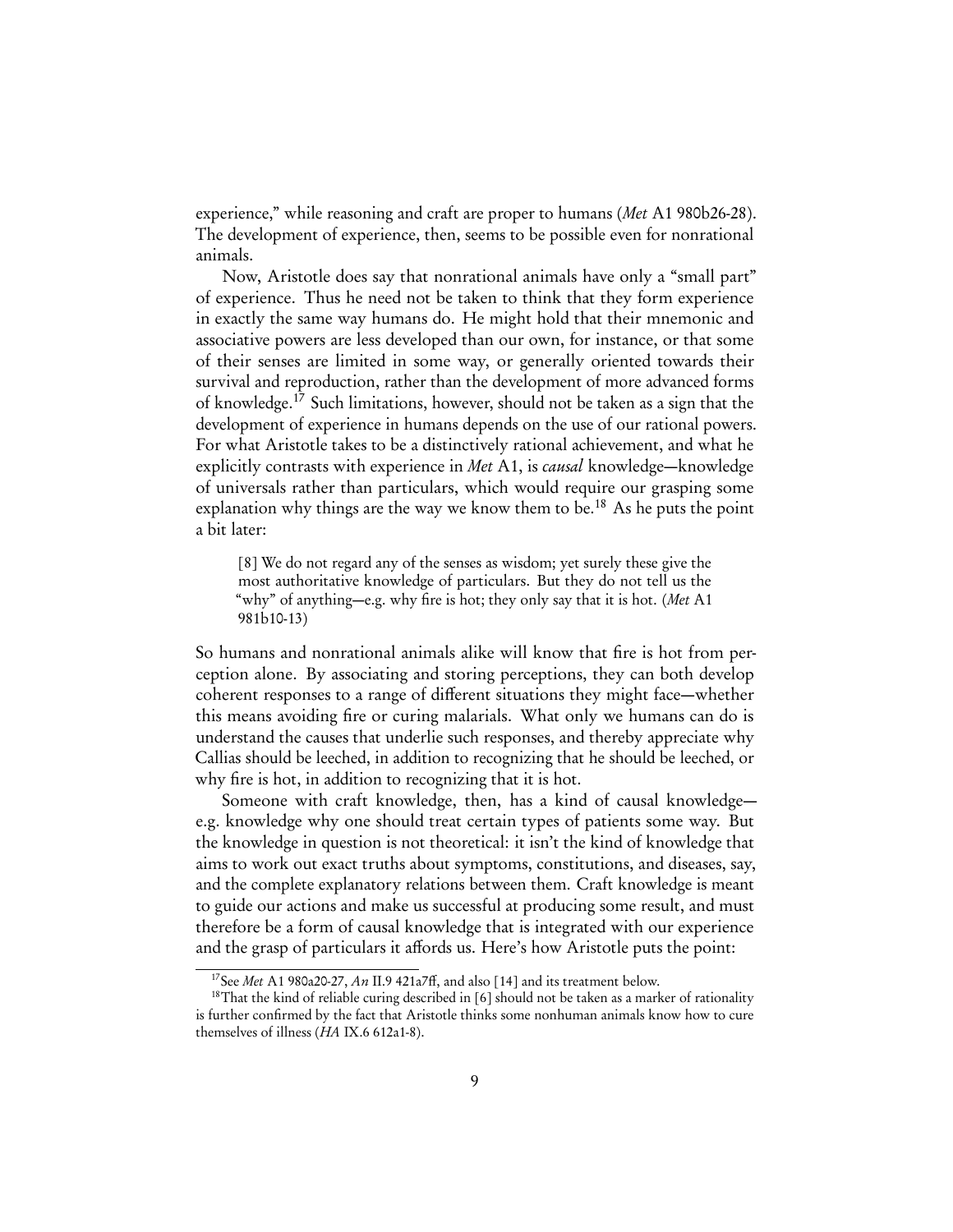experience," while reasoning and craft are proper to humans (*Met* A1 980b26-28). The development of experience, then, seems to be possible even for nonrational animals.

Now, Aristotle does say that nonrational animals have only a "small part" of experience. Thus he need not be taken to think that they form experience in exactly the same way humans do. He might hold that their mnemonic and associative powers are less developed than our own, for instance, or that some of their senses are limited in some way, or generally oriented towards their survival and reproduction, rather than the development of more advanced forms of knowledge.[17] Such limitations, however, should not be taken as a sign that the development of experience in humans depends on the use of our rational powers. For what Aristotle takes to be a distinctively rational achievement, and what he explicitly contrasts with experience in *Met* A1, is *causal* knowledge—knowledge of universals rather than particulars, which would require our grasping some explanation why things are the way we know them to be.[18] As he puts the point a bit later:

> [8] We do not regard any of the senses as wisdom; yet surely these give the most authoritative knowledge of particulars. But they do not tell us the "why" of anything—e.g. why fire is hot; they only say that it is hot. (*Met* A1 981b10-13)

So humans and nonrational animals alike will know that fire is hot from perception alone. By associating and storing perceptions, they can both develop coherent responses to a range of different situations they might face—whether this means avoiding fire or curing malarials. What only we humans can do is understand the causes that underlie such responses, and thereby appreciate why Callias should be leeched, in addition to recognizing that he should be leeched, or why fire is hot, in addition to recognizing that it is hot.

Someone with craft knowledge, then, has a kind of causal knowledge—e.g. knowledge why one should treat certain types of patients some way. But the knowledge in question is not theoretical: it isn't the kind of knowledge that aims to work out exact truths about symptoms, constitutions, and diseases, say, and the complete explanatory relations between them. Craft knowledge is meant to guide our actions and make us successful at producing some result, and must therefore be a form of causal knowledge that is integrated with our experience and the grasp of particulars it affords us. Here's how Aristotle puts the point:

---

[17] See *Met* A1 980a20-27, *An* II.9 421a7ff, and also [14] and its treatment below.

[18] That the kind of reliable curing described in [6] should not be taken as a marker of rationality is further confirmed by the fact that Aristotle thinks some nonhuman animals know how to cure themselves of illness (*HA* IX.6 612a1-8).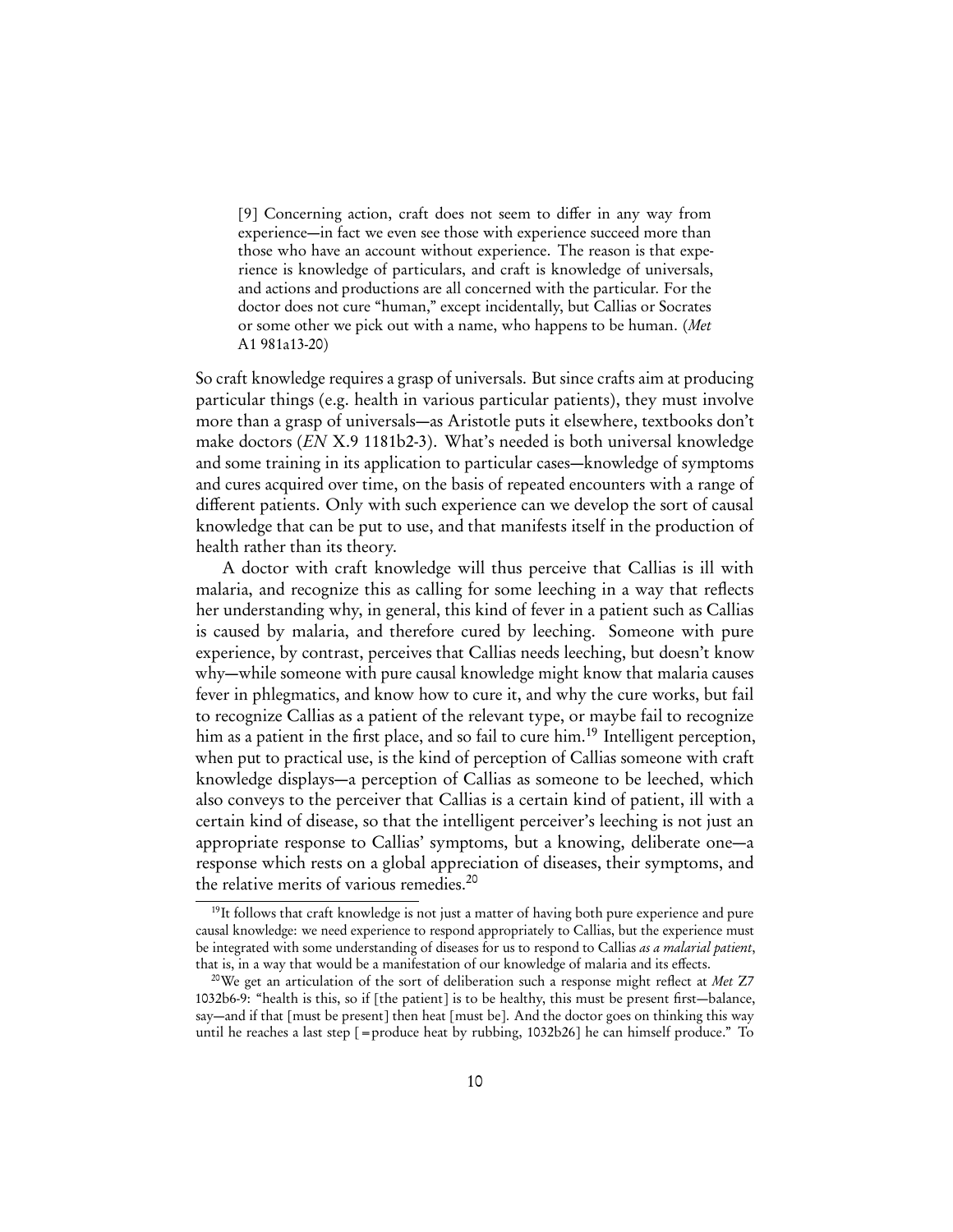> [9] Concerning action, craft does not seem to differ in any way from experience—in fact we even see those with experience succeed more than those who have an account without experience. The reason is that experience is knowledge of particulars, and craft is knowledge of universals, and actions and productions are all concerned with the particular. For the doctor does not cure "human," except incidentally, but Callias or Socrates or some other we pick out with a name, who happens to be human. (*Met* A1 981a13-20)

So craft knowledge requires a grasp of universals. But since crafts aim at producing particular things (e.g. health in various particular patients), they must involve more than a grasp of universals—as Aristotle puts it elsewhere, textbooks don't make doctors (*EN* X.9 1181b2-3). What's needed is both universal knowledge and some training in its application to particular cases—knowledge of symptoms and cures acquired over time, on the basis of repeated encounters with a range of different patients. Only with such experience can we develop the sort of causal knowledge that can be put to use, and that manifests itself in the production of health rather than its theory.

A doctor with craft knowledge will thus perceive that Callias is ill with malaria, and recognize this as calling for some leeching in a way that reflects her understanding why, in general, this kind of fever in a patient such as Callias is caused by malaria, and therefore cured by leeching. Someone with pure experience, by contrast, perceives that Callias needs leeching, but doesn't know why—while someone with pure causal knowledge might know that malaria causes fever in phlegmatics, and know how to cure it, and why the cure works, but fail to recognize Callias as a patient of the relevant type, or maybe fail to recognize him as a patient in the first place, and so fail to cure him.[19] Intelligent perception, when put to practical use, is the kind of perception of Callias someone with craft knowledge displays—a perception of Callias as someone to be leeched, which also conveys to the perceiver that Callias is a certain kind of patient, ill with a certain kind of disease, so that the intelligent perceiver's leeching is not just an appropriate response to Callias' symptoms, but a knowing, deliberate one—a response which rests on a global appreciation of diseases, their symptoms, and the relative merits of various remedies.[20]

---

[19] It follows that craft knowledge is not just a matter of having both pure experience and pure causal knowledge: we need experience to respond appropriately to Callias, but the experience must be integrated with some understanding of diseases for us to respond to Callias *as a malarial patient*, that is, in a way that would be a manifestation of our knowledge of malaria and its effects.

[20] We get an articulation of the sort of deliberation such a response might reflect at *Met* Z7 1032b6-9: "health is this, so if [the patient] is to be healthy, this must be present first—balance, say—and if that [must be present] then heat [must be]. And the doctor goes on thinking this way until he reaches a last step [=produce heat by rubbing, 1032b26] he can himself produce." To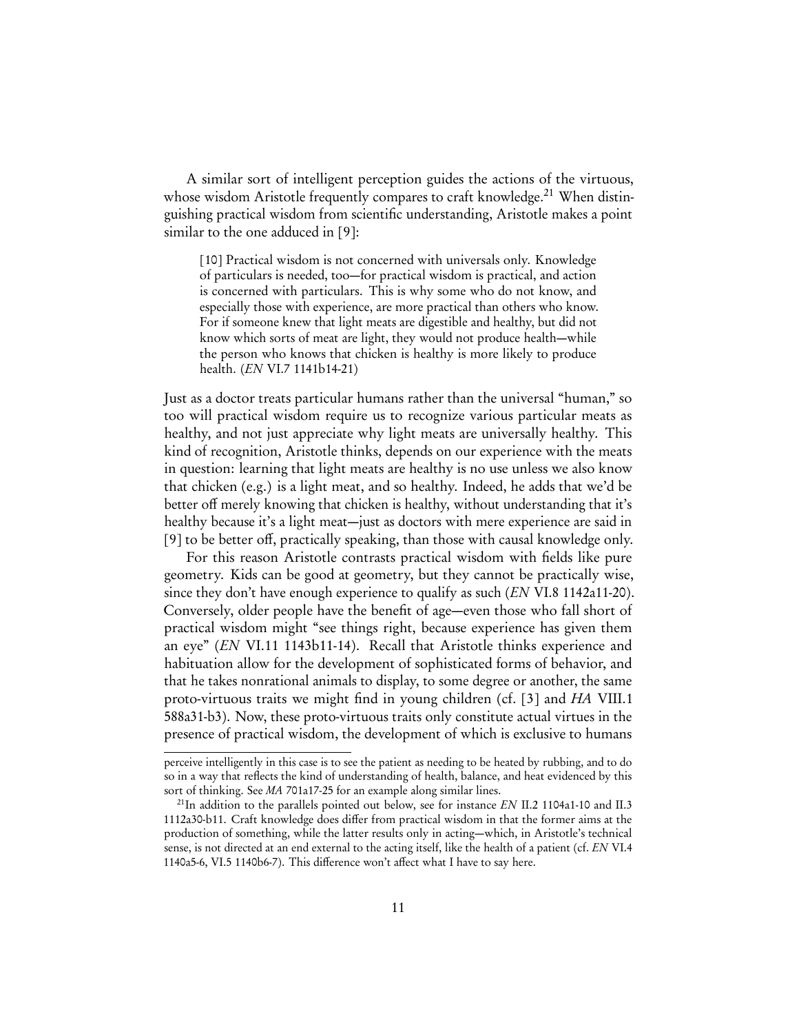A similar sort of intelligent perception guides the actions of the virtuous, whose wisdom Aristotle frequently compares to craft knowledge.[21] When distinguishing practical wisdom from scientific understanding, Aristotle makes a point similar to the one adduced in [9]:

> [10] Practical wisdom is not concerned with universals only. Knowledge of particulars is needed, too—for practical wisdom is practical, and action is concerned with particulars. This is why some who do not know, and especially those with experience, are more practical than others who know. For if someone knew that light meats are digestible and healthy, but did not know which sorts of meat are light, they would not produce health—while the person who knows that chicken is healthy is more likely to produce health. (*EN* VI.7 1141b14-21)

Just as a doctor treats particular humans rather than the universal "human," so too will practical wisdom require us to recognize various particular meats as healthy, and not just appreciate why light meats are universally healthy. This kind of recognition, Aristotle thinks, depends on our experience with the meats in question: learning that light meats are healthy is no use unless we also know that chicken (e.g.) is a light meat, and so healthy. Indeed, he adds that we'd be better off merely knowing that chicken is healthy, without understanding that it's healthy because it's a light meat—just as doctors with mere experience are said in [9] to be better off, practically speaking, than those with causal knowledge only.

For this reason Aristotle contrasts practical wisdom with fields like pure geometry. Kids can be good at geometry, but they cannot be practically wise, since they don't have enough experience to qualify as such (*EN* VI.8 1142a11-20). Conversely, older people have the benefit of age—even those who fall short of practical wisdom might "see things right, because experience has given them an eye" (*EN* VI.11 1143b11-14). Recall that Aristotle thinks experience and habituation allow for the development of sophisticated forms of behavior, and that he takes nonrational animals to display, to some degree or another, the same proto-virtuous traits we might find in young children (cf. [3] and *HA* VIII.1 588a31-b3). Now, these proto-virtuous traits only constitute actual virtues in the presence of practical wisdom, the development of which is exclusive to humans

---

perceive intelligently in this case is to see the patient as needing to be heated by rubbing, and to do so in a way that reflects the kind of understanding of health, balance, and heat evidenced by this sort of thinking. See *MA* 701a17-25 for an example along similar lines.

[21] In addition to the parallels pointed out below, see for instance *EN* II.2 1104a1-10 and II.3 1112a30-b11. Craft knowledge does differ from practical wisdom in that the former aims at the production of something, while the latter results only in acting—which, in Aristotle's technical sense, is not directed at an end external to the acting itself, like the health of a patient (cf. *EN* VI.4 1140a5-6, VI.5 1140b6-7). This difference won't affect what I have to say here.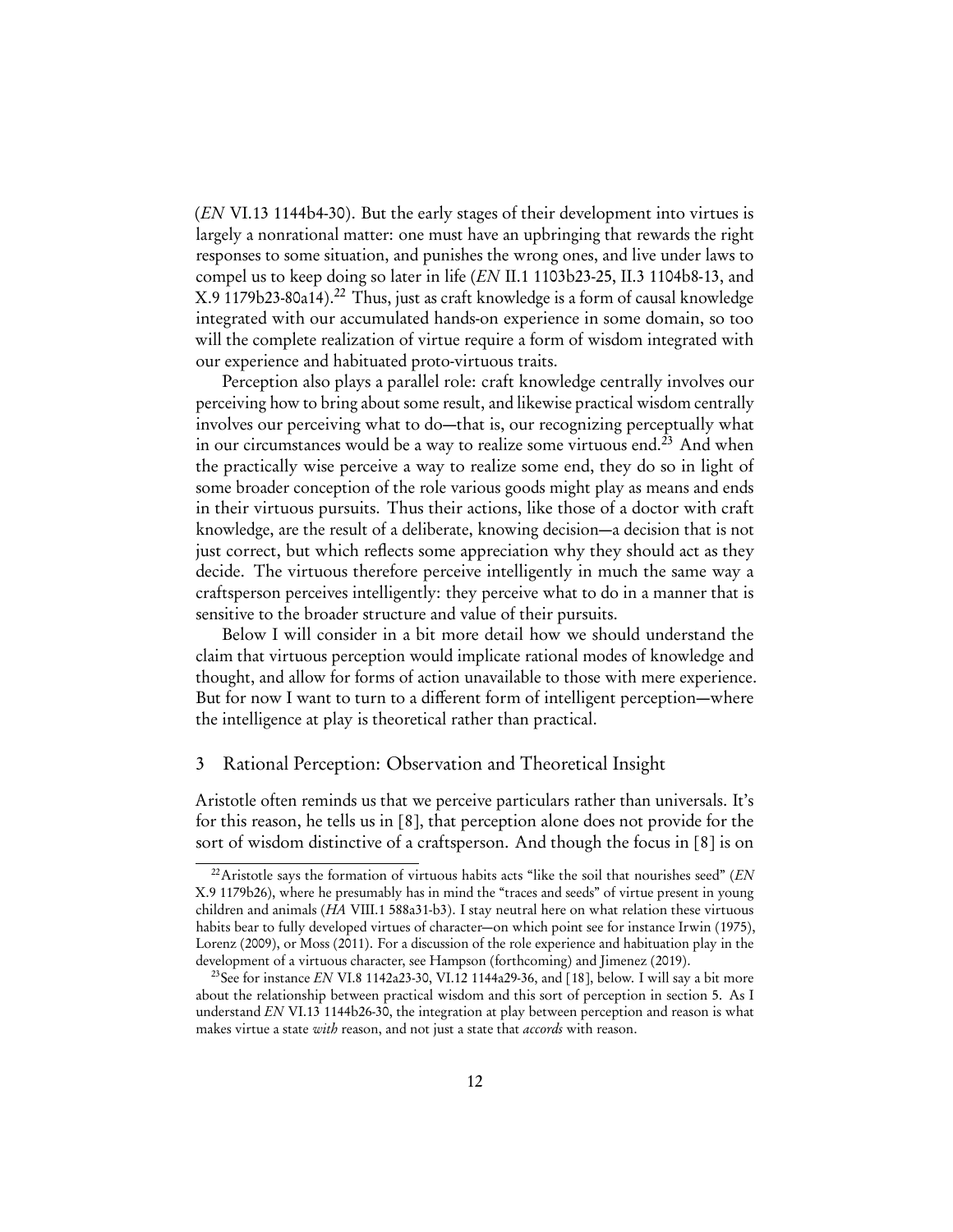(*EN* VI.13 1144b4-30). But the early stages of their development into virtues is largely a nonrational matter: one must have an upbringing that rewards the right responses to some situation, and punishes the wrong ones, and live under laws to compel us to keep doing so later in life (*EN* II.1 1103b23-25, II.3 1104b8-13, and X.9 1179b23-80a14).[22] Thus, just as craft knowledge is a form of causal knowledge integrated with our accumulated hands-on experience in some domain, so too will the complete realization of virtue require a form of wisdom integrated with our experience and habituated proto-virtuous traits.

Perception also plays a parallel role: craft knowledge centrally involves our perceiving how to bring about some result, and likewise practical wisdom centrally involves our perceiving what to do—that is, our recognizing perceptually what in our circumstances would be a way to realize some virtuous end.[23] And when the practically wise perceive a way to realize some end, they do so in light of some broader conception of the role various goods might play as means and ends in their virtuous pursuits. Thus their actions, like those of a doctor with craft knowledge, are the result of a deliberate, knowing decision—a decision that is not just correct, but which reflects some appreciation why they should act as they decide. The virtuous therefore perceive intelligently in much the same way a craftsperson perceives intelligently: they perceive what to do in a manner that is sensitive to the broader structure and value of their pursuits.

Below I will consider in a bit more detail how we should understand the claim that virtuous perception would implicate rational modes of knowledge and thought, and allow for forms of action unavailable to those with mere experience. But for now I want to turn to a different form of intelligent perception—where the intelligence at play is theoretical rather than practical.

## 3 Rational Perception: Observation and Theoretical Insight

Aristotle often reminds us that we perceive particulars rather than universals. It's for this reason, he tells us in [8], that perception alone does not provide for the sort of wisdom distinctive of a craftsperson. And though the focus in [8] is on

---

[22] Aristotle says the formation of virtuous habits acts "like the soil that nourishes seed" (*EN* X.9 1179b26), where he presumably has in mind the "traces and seeds" of virtue present in young children and animals (*HA* VIII.1 588a31-b3). I stay neutral here on what relation these virtuous habits bear to fully developed virtues of character—on which point see for instance Irwin (1975), Lorenz (2009), or Moss (2011). For a discussion of the role experience and habituation play in the development of a virtuous character, see Hampson (forthcoming) and Jimenez (2019).

[23] See for instance *EN* VI.8 1142a23-30, VI.12 1144a29-36, and [18], below. I will say a bit more about the relationship between practical wisdom and this sort of perception in section 5. As I understand *EN* VI.13 1144b26-30, the integration at play between perception and reason is what makes virtue a state *with* reason, and not just a state that *accords* with reason.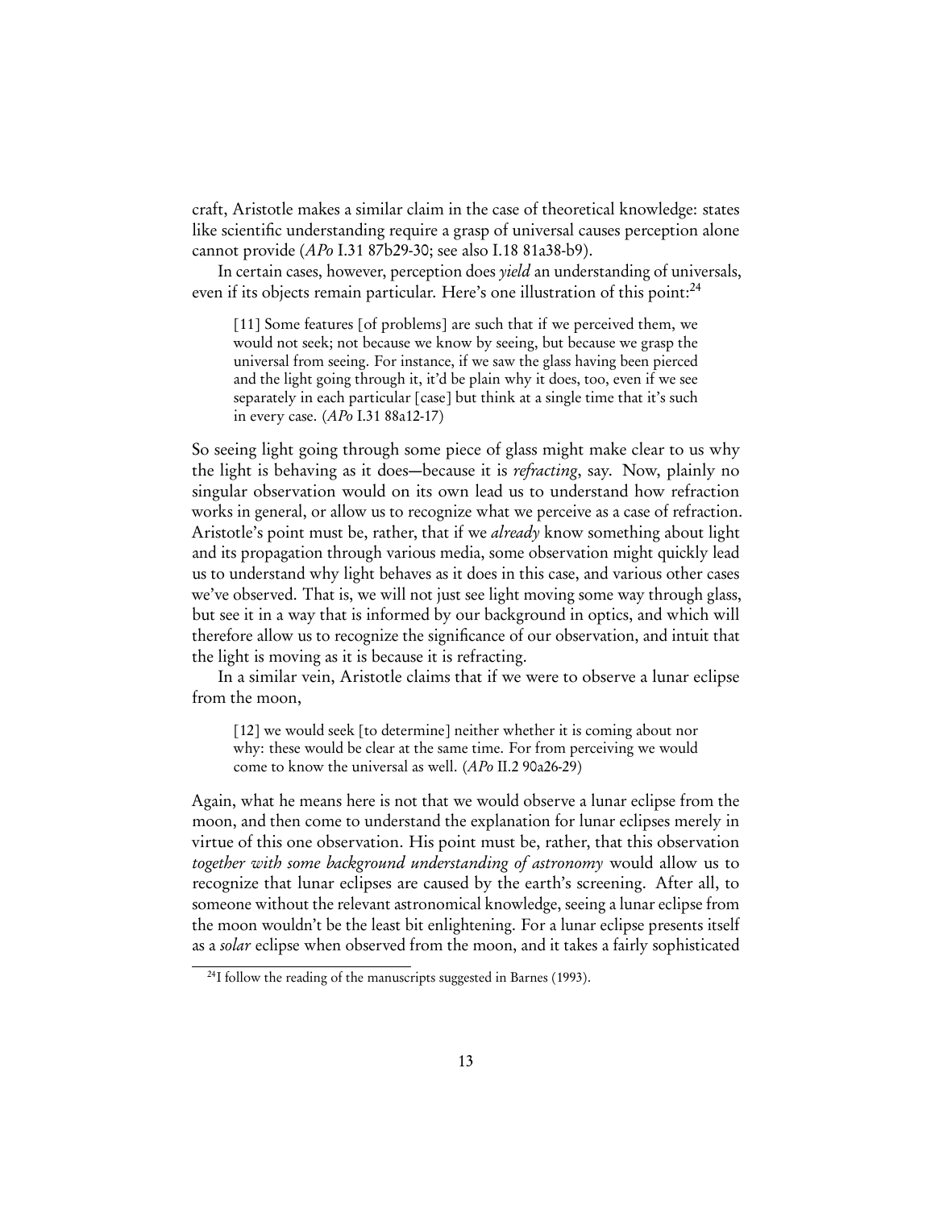craft, Aristotle makes a similar claim in the case of theoretical knowledge: states like scientific understanding require a grasp of universal causes perception alone cannot provide (*APo* I.31 87b29-30; see also I.18 81a38-b9).

In certain cases, however, perception does *yield* an understanding of universals, even if its objects remain particular. Here's one illustration of this point:[24]

> [11] Some features [of problems] are such that if we perceived them, we would not seek; not because we know by seeing, but because we grasp the universal from seeing. For instance, if we saw the glass having been pierced and the light going through it, it'd be plain why it does, too, even if we see separately in each particular [case] but think at a single time that it's such in every case. (*APo* I.31 88a12-17)

So seeing light going through some piece of glass might make clear to us why the light is behaving as it does—because it is *refracting*, say. Now, plainly no singular observation would on its own lead us to understand how refraction works in general, or allow us to recognize what we perceive as a case of refraction. Aristotle's point must be, rather, that if we *already* know something about light and its propagation through various media, some observation might quickly lead us to understand why light behaves as it does in this case, and various other cases we've observed. That is, we will not just see light moving some way through glass, but see it in a way that is informed by our background in optics, and which will therefore allow us to recognize the significance of our observation, and intuit that the light is moving as it is because it is refracting.

In a similar vein, Aristotle claims that if we were to observe a lunar eclipse from the moon,

> [12] we would seek [to determine] neither whether it is coming about nor why: these would be clear at the same time. For from perceiving we would come to know the universal as well. (*APo* II.2 90a26-29)

Again, what he means here is not that we would observe a lunar eclipse from the moon, and then come to understand the explanation for lunar eclipses merely in virtue of this one observation. His point must be, rather, that this observation *together with some background understanding of astronomy* would allow us to recognize that lunar eclipses are caused by the earth's screening. After all, to someone without the relevant astronomical knowledge, seeing a lunar eclipse from the moon wouldn't be the least bit enlightening. For a lunar eclipse presents itself as a *solar* eclipse when observed from the moon, and it takes a fairly sophisticated

[24] I follow the reading of the manuscripts suggested in Barnes (1993).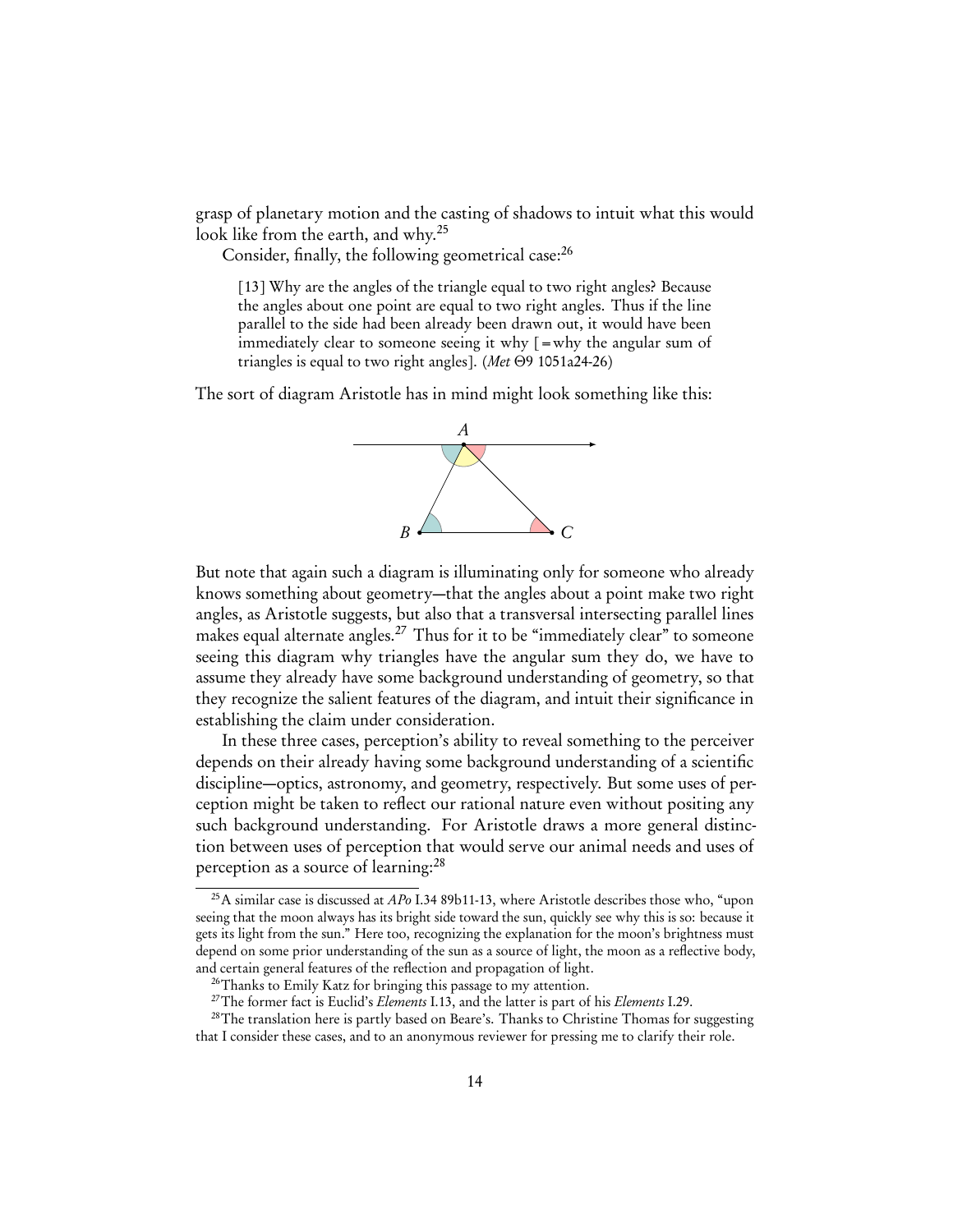grasp of planetary motion and the casting of shadows to intuit what this would look like from the earth, and why.[25]

Consider, finally, the following geometrical case:[26]

> [13] Why are the angles of the triangle equal to two right angles? Because the angles about one point are equal to two right angles. Thus if the line parallel to the side had been already been drawn out, it would have been immediately clear to someone seeing it why [=why the angular sum of triangles is equal to two right angles]. (*Met* Θ9 1051a24-26)

The sort of diagram Aristotle has in mind might look something like this:

But note that again such a diagram is illuminating only for someone who already knows something about geometry—that the angles about a point make two right angles, as Aristotle suggests, but also that a transversal intersecting parallel lines makes equal alternate angles.[27] Thus for it to be "immediately clear" to someone seeing this diagram why triangles have the angular sum they do, we have to assume they already have some background understanding of geometry, so that they recognize the salient features of the diagram, and intuit their significance in establishing the claim under consideration.

In these three cases, perception's ability to reveal something to the perceiver depends on their already having some background understanding of a scientific discipline—optics, astronomy, and geometry, respectively. But some uses of perception might be taken to reflect our rational nature even without positing any such background understanding. For Aristotle draws a more general distinction between uses of perception that would serve our animal needs and uses of perception as a source of learning:[28]

---

[25] A similar case is discussed at *APo* I.34 89b11-13, where Aristotle describes those who, "upon seeing that the moon always has its bright side toward the sun, quickly see why this is so: because it gets its light from the sun." Here too, recognizing the explanation for the moon's brightness must depend on some prior understanding of the sun as a source of light, the moon as a reflective body, and certain general features of the reflection and propagation of light.

[26] Thanks to Emily Katz for bringing this passage to my attention.

[27] The former fact is Euclid's *Elements* I.13, and the latter is part of his *Elements* I.29.

[28] The translation here is partly based on Beare's. Thanks to Christine Thomas for suggesting that I consider these cases, and to an anonymous reviewer for pressing me to clarify their role.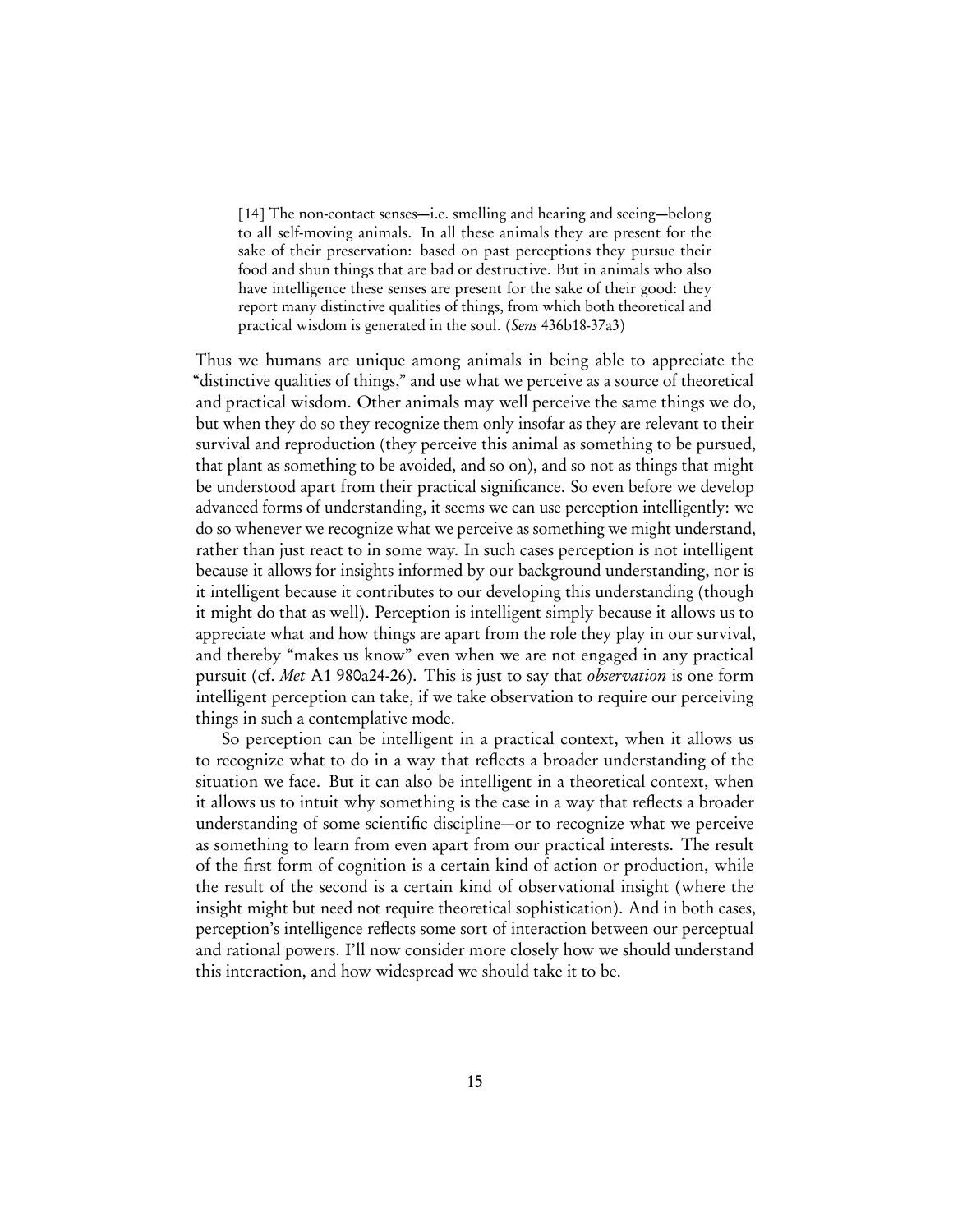> [14] The non-contact senses—i.e. smelling and hearing and seeing—belong to all self-moving animals. In all these animals they are present for the sake of their preservation: based on past perceptions they pursue their food and shun things that are bad or destructive. But in animals who also have intelligence these senses are present for the sake of their good: they report many distinctive qualities of things, from which both theoretical and practical wisdom is generated in the soul. (*Sens* 436b18-37a3)

Thus we humans are unique among animals in being able to appreciate the "distinctive qualities of things," and use what we perceive as a source of theoretical and practical wisdom. Other animals may well perceive the same things we do, but when they do so they recognize them only insofar as they are relevant to their survival and reproduction (they perceive this animal as something to be pursued, that plant as something to be avoided, and so on), and so not as things that might be understood apart from their practical significance. So even before we develop advanced forms of understanding, it seems we can use perception intelligently: we do so whenever we recognize what we perceive as something we might understand, rather than just react to in some way. In such cases perception is not intelligent because it allows for insights informed by our background understanding, nor is it intelligent because it contributes to our developing this understanding (though it might do that as well). Perception is intelligent simply because it allows us to appreciate what and how things are apart from the role they play in our survival, and thereby "makes us know" even when we are not engaged in any practical pursuit (cf. *Met* A1 980a24-26). This is just to say that *observation* is one form intelligent perception can take, if we take observation to require our perceiving things in such a contemplative mode.

So perception can be intelligent in a practical context, when it allows us to recognize what to do in a way that reflects a broader understanding of the situation we face. But it can also be intelligent in a theoretical context, when it allows us to intuit why something is the case in a way that reflects a broader understanding of some scientific discipline—or to recognize what we perceive as something to learn from even apart from our practical interests. The result of the first form of cognition is a certain kind of action or production, while the result of the second is a certain kind of observational insight (where the insight might but need not require theoretical sophistication). And in both cases, perception's intelligence reflects some sort of interaction between our perceptual and rational powers. I'll now consider more closely how we should understand this interaction, and how widespread we should take it to be.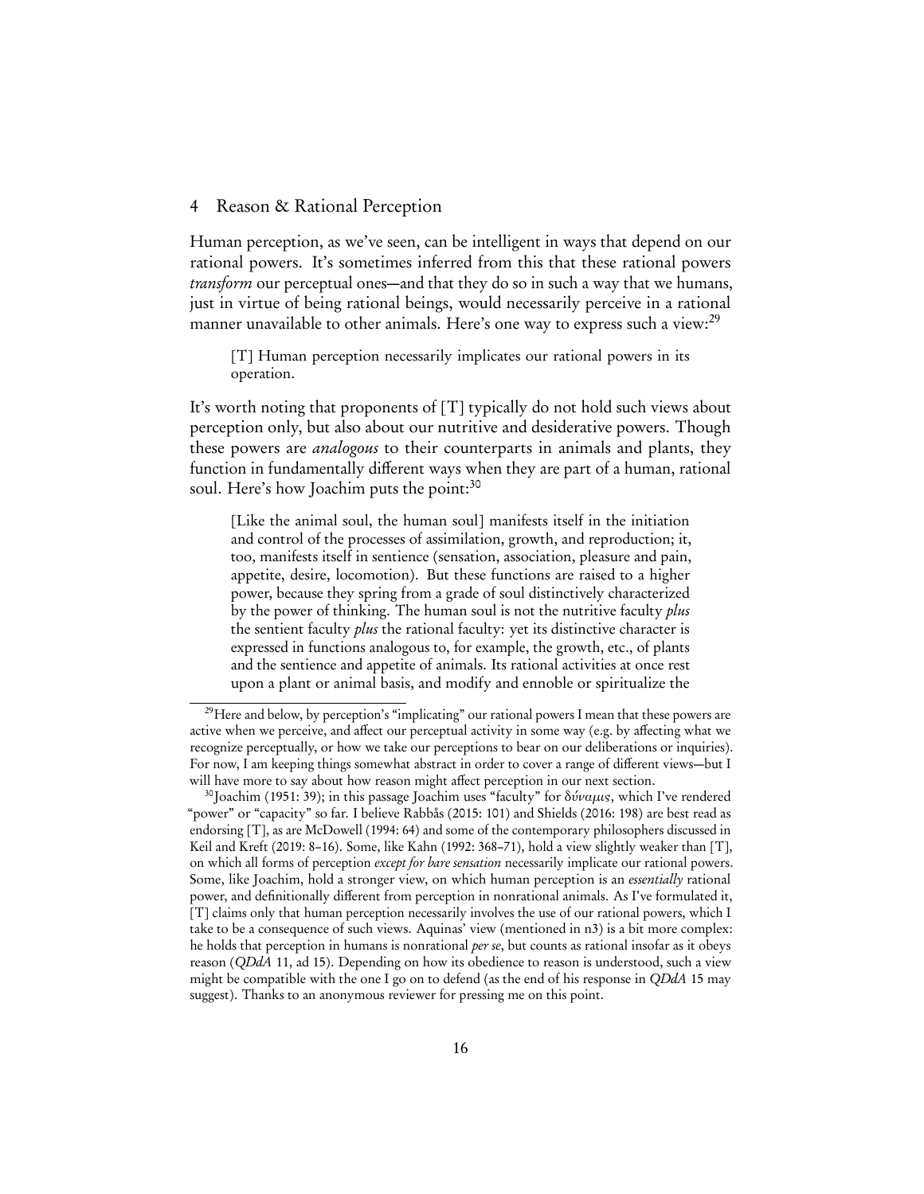## 4 Reason & Rational Perception

Human perception, as we've seen, can be intelligent in ways that depend on our rational powers. It's sometimes inferred from this that these rational powers *transform* our perceptual ones—and that they do so in such a way that we humans, just in virtue of being rational beings, would necessarily perceive in a rational manner unavailable to other animals. Here's one way to express such a view:[29]

> [T] Human perception necessarily implicates our rational powers in its operation.

It's worth noting that proponents of [T] typically do not hold such views about perception only, but also about our nutritive and desiderative powers. Though these powers are *analogous* to their counterparts in animals and plants, they function in fundamentally different ways when they are part of a human, rational soul. Here's how Joachim puts the point:[30]

> [Like the animal soul, the human soul] manifests itself in the initiation and control of the processes of assimilation, growth, and reproduction; it, too, manifests itself in sentience (sensation, association, pleasure and pain, appetite, desire, locomotion). But these functions are raised to a higher power, because they spring from a grade of soul distinctively characterized by the power of thinking. The human soul is not the nutritive faculty *plus* the sentient faculty *plus* the rational faculty: yet its distinctive character is expressed in functions analogous to, for example, the growth, etc., of plants and the sentience and appetite of animals. Its rational activities at once rest upon a plant or animal basis, and modify and ennoble or spiritualize the

[29] Here and below, by perception's "implicating" our rational powers I mean that these powers are active when we perceive, and affect our perceptual activity in some way (e.g. by affecting what we recognize perceptually, or how we take our perceptions to bear on our deliberations or inquiries). For now, I am keeping things somewhat abstract in order to cover a range of different views—but I will have more to say about how reason might affect perception in our next section.

[30] Joachim (1951: 39); in this passage Joachim uses "faculty" for δύναμις, which I've rendered "power" or "capacity" so far. I believe Rabbås (2015: 101) and Shields (2016: 198) are best read as endorsing [T], as are McDowell (1994: 64) and some of the contemporary philosophers discussed in Keil and Kreft (2019: 8–16). Some, like Kahn (1992: 368–71), hold a view slightly weaker than [T], on which all forms of perception *except for bare sensation* necessarily implicate our rational powers. Some, like Joachim, hold a stronger view, on which human perception is an *essentially* rational power, and definitionally different from perception in nonrational animals. As I've formulated it, [T] claims only that human perception necessarily involves the use of our rational powers, which I take to be a consequence of such views. Aquinas' view (mentioned in n3) is a bit more complex: he holds that perception in humans is nonrational *per se*, but counts as rational insofar as it obeys reason (*QDdA* 11, ad 15). Depending on how its obedience to reason is understood, such a view might be compatible with the one I go on to defend (as the end of his response in *QDdA* 15 may suggest). Thanks to an anonymous reviewer for pressing me on this point.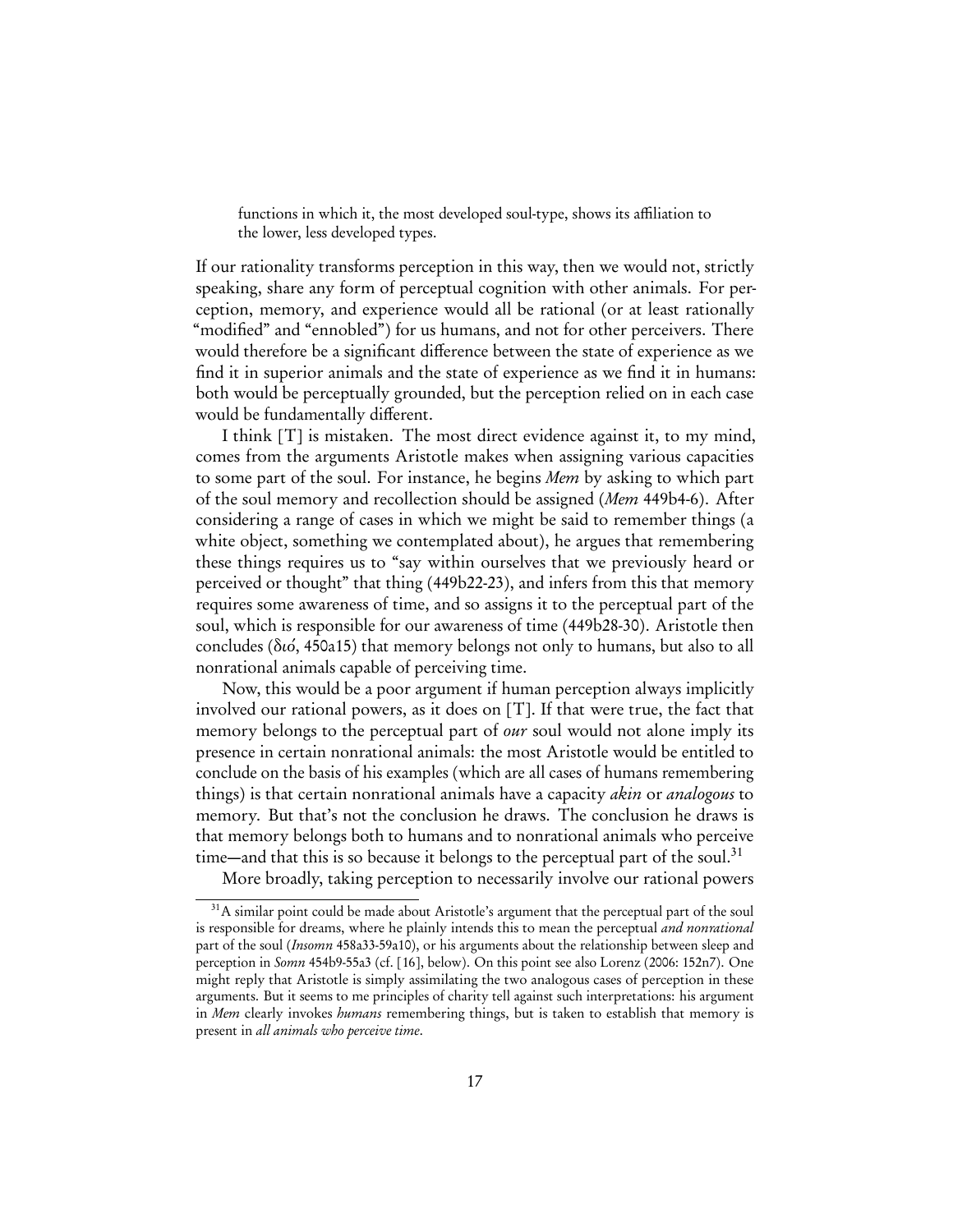> functions in which it, the most developed soul-type, shows its affiliation to the lower, less developed types.

If our rationality transforms perception in this way, then we would not, strictly speaking, share any form of perceptual cognition with other animals. For perception, memory, and experience would all be rational (or at least rationally "modified" and "ennobled") for us humans, and not for other perceivers. There would therefore be a significant difference between the state of experience as we find it in superior animals and the state of experience as we find it in humans: both would be perceptually grounded, but the perception relied on in each case would be fundamentally different.

I think [T] is mistaken. The most direct evidence against it, to my mind, comes from the arguments Aristotle makes when assigning various capacities to some part of the soul. For instance, he begins *Mem* by asking to which part of the soul memory and recollection should be assigned (*Mem* 449b4-6). After considering a range of cases in which we might be said to remember things (a white object, something we contemplated about), he argues that remembering these things requires us to "say within ourselves that we previously heard or perceived or thought" that thing (449b22-23), and infers from this that memory requires some awareness of time, and so assigns it to the perceptual part of the soul, which is responsible for our awareness of time (449b28-30). Aristotle then concludes (διό, 450a15) that memory belongs not only to humans, but also to all nonrational animals capable of perceiving time.

Now, this would be a poor argument if human perception always implicitly involved our rational powers, as it does on [T]. If that were true, the fact that memory belongs to the perceptual part of *our* soul would not alone imply its presence in certain nonrational animals: the most Aristotle would be entitled to conclude on the basis of his examples (which are all cases of humans remembering things) is that certain nonrational animals have a capacity *akin* or *analogous* to memory. But that's not the conclusion he draws. The conclusion he draws is that memory belongs both to humans and to nonrational animals who perceive time—and that this is so because it belongs to the perceptual part of the soul.[31]

More broadly, taking perception to necessarily involve our rational powers

[31] A similar point could be made about Aristotle's argument that the perceptual part of the soul is responsible for dreams, where he plainly intends this to mean the perceptual *and nonrational* part of the soul (*Insomn* 458a33-59a10), or his arguments about the relationship between sleep and perception in *Somn* 454b9-55a3 (cf. [16], below). On this point see also Lorenz (2006: 152n7). One might reply that Aristotle is simply assimilating the two analogous cases of perception in these arguments. But it seems to me principles of charity tell against such interpretations: his argument in *Mem* clearly invokes *humans* remembering things, but is taken to establish that memory is present in *all animals who perceive time*.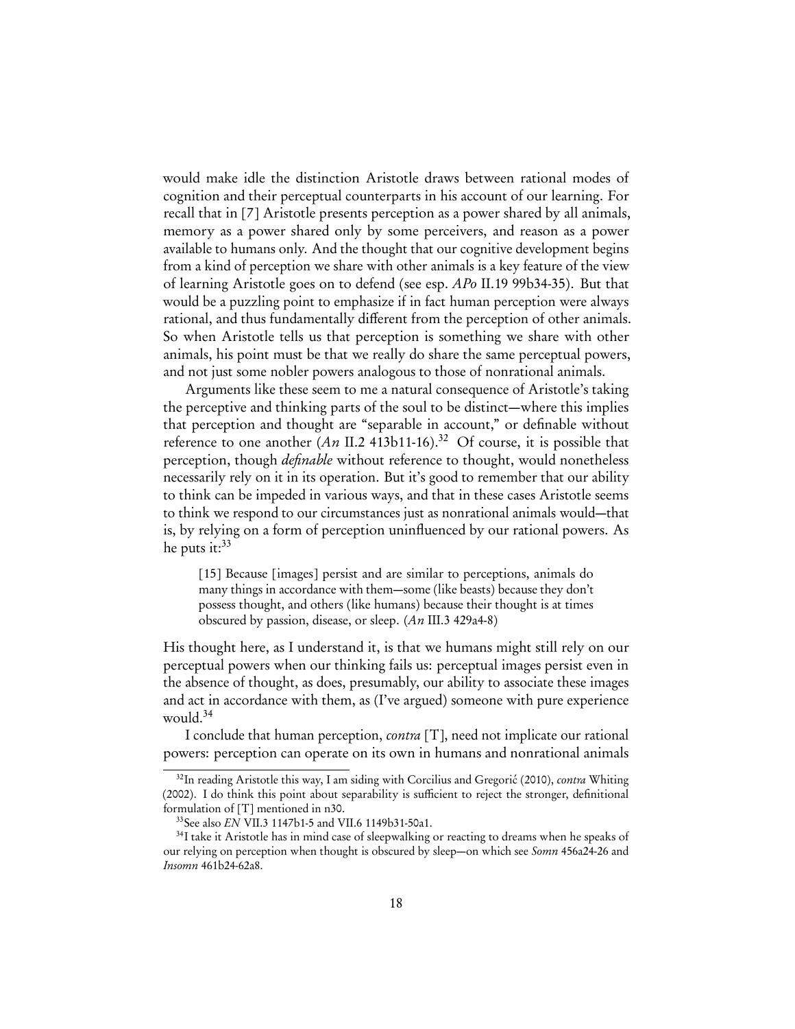would make idle the distinction Aristotle draws between rational modes of cognition and their perceptual counterparts in his account of our learning. For recall that in [7] Aristotle presents perception as a power shared by all animals, memory as a power shared only by some perceivers, and reason as a power available to humans only. And the thought that our cognitive development begins from a kind of perception we share with other animals is a key feature of the view of learning Aristotle goes on to defend (see esp. *APo* II.19 99b34-35). But that would be a puzzling point to emphasize if in fact human perception were always rational, and thus fundamentally different from the perception of other animals. So when Aristotle tells us that perception is something we share with other animals, his point must be that we really do share the same perceptual powers, and not just some nobler powers analogous to those of nonrational animals.

Arguments like these seem to me a natural consequence of Aristotle's taking the perceptive and thinking parts of the soul to be distinct—where this implies that perception and thought are "separable in account," or definable without reference to one another (*An* II.2 413b11-16).[32] Of course, it is possible that perception, though *definable* without reference to thought, would nonetheless necessarily rely on it in its operation. But it's good to remember that our ability to think can be impeded in various ways, and that in these cases Aristotle seems to think we respond to our circumstances just as nonrational animals would—that is, by relying on a form of perception uninfluenced by our rational powers. As he puts it:[33]

> [15] Because [images] persist and are similar to perceptions, animals do many things in accordance with them—some (like beasts) because they don't possess thought, and others (like humans) because their thought is at times obscured by passion, disease, or sleep. (*An* III.3 429a4-8)

His thought here, as I understand it, is that we humans might still rely on our perceptual powers when our thinking fails us: perceptual images persist even in the absence of thought, as does, presumably, our ability to associate these images and act in accordance with them, as (I've argued) someone with pure experience would.[34]

I conclude that human perception, *contra* [T], need not implicate our rational powers: perception can operate on its own in humans and nonrational animals

---

[32] In reading Aristotle this way, I am siding with Corcilius and Gregorić (2010), *contra* Whiting (2002). I do think this point about separability is sufficient to reject the stronger, definitional formulation of [T] mentioned in n30.

[33] See also *EN* VII.3 1147b1-5 and VII.6 1149b31-50a1.

[34] I take it Aristotle has in mind case of sleepwalking or reacting to dreams when he speaks of our relying on perception when thought is obscured by sleep—on which see *Somn* 456a24-26 and *Insomn* 461b24-62a8.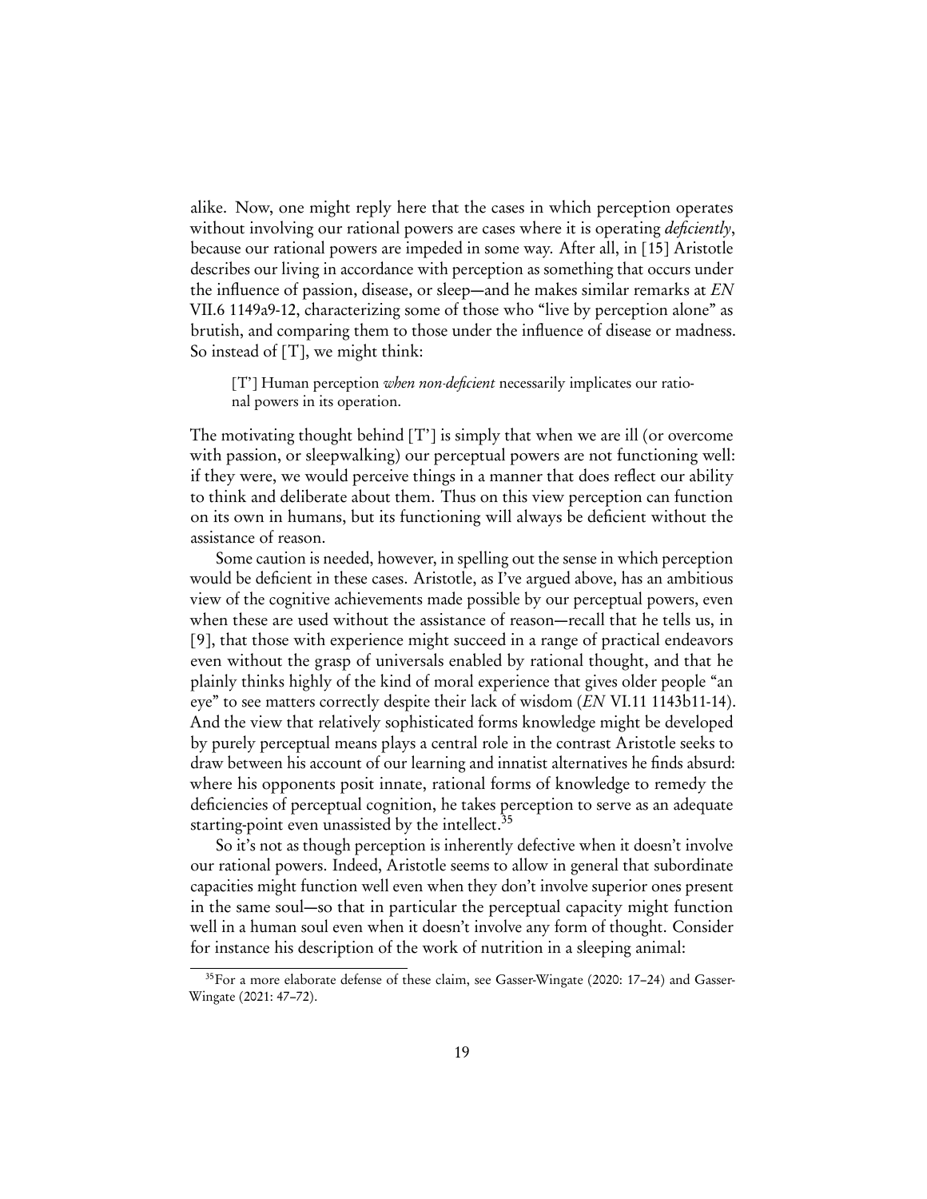alike. Now, one might reply here that the cases in which perception operates without involving our rational powers are cases where it is operating *deficiently*, because our rational powers are impeded in some way. After all, in [15] Aristotle describes our living in accordance with perception as something that occurs under the influence of passion, disease, or sleep—and he makes similar remarks at *EN* VII.6 1149a9-12, characterizing some of those who "live by perception alone" as brutish, and comparing them to those under the influence of disease or madness. So instead of [T], we might think:

> [T'] Human perception *when non-deficient* necessarily implicates our rational powers in its operation.

The motivating thought behind [T'] is simply that when we are ill (or overcome with passion, or sleepwalking) our perceptual powers are not functioning well: if they were, we would perceive things in a manner that does reflect our ability to think and deliberate about them. Thus on this view perception can function on its own in humans, but its functioning will always be deficient without the assistance of reason.

Some caution is needed, however, in spelling out the sense in which perception would be deficient in these cases. Aristotle, as I've argued above, has an ambitious view of the cognitive achievements made possible by our perceptual powers, even when these are used without the assistance of reason—recall that he tells us, in [9], that those with experience might succeed in a range of practical endeavors even without the grasp of universals enabled by rational thought, and that he plainly thinks highly of the kind of moral experience that gives older people "an eye" to see matters correctly despite their lack of wisdom (*EN* VI.11 1143b11-14). And the view that relatively sophisticated forms knowledge might be developed by purely perceptual means plays a central role in the contrast Aristotle seeks to draw between his account of our learning and innatist alternatives he finds absurd: where his opponents posit innate, rational forms of knowledge to remedy the deficiencies of perceptual cognition, he takes perception to serve as an adequate starting-point even unassisted by the intellect.[35]

So it's not as though perception is inherently defective when it doesn't involve our rational powers. Indeed, Aristotle seems to allow in general that subordinate capacities might function well even when they don't involve superior ones present in the same soul—so that in particular the perceptual capacity might function well in a human soul even when it doesn't involve any form of thought. Consider for instance his description of the work of nutrition in a sleeping animal:

[35] For a more elaborate defense of these claim, see Gasser-Wingate (2020: 17–24) and Gasser-Wingate (2021: 47–72).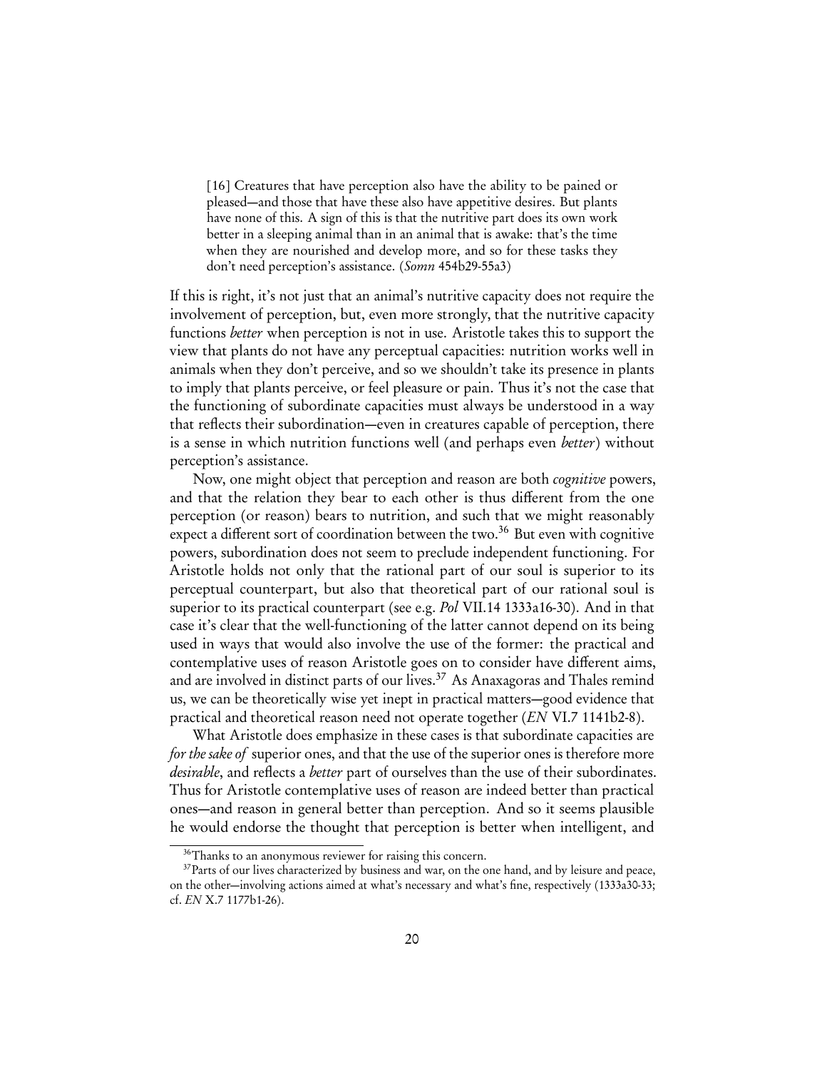> [16] Creatures that have perception also have the ability to be pained or pleased—and those that have these also have appetitive desires. But plants have none of this. A sign of this is that the nutritive part does its own work better in a sleeping animal than in an animal that is awake: that's the time when they are nourished and develop more, and so for these tasks they don't need perception's assistance. (*Somn* 454b29-55a3)

If this is right, it's not just that an animal's nutritive capacity does not require the involvement of perception, but, even more strongly, that the nutritive capacity functions *better* when perception is not in use. Aristotle takes this to support the view that plants do not have any perceptual capacities: nutrition works well in animals when they don't perceive, and so we shouldn't take its presence in plants to imply that plants perceive, or feel pleasure or pain. Thus it's not the case that the functioning of subordinate capacities must always be understood in a way that reflects their subordination—even in creatures capable of perception, there is a sense in which nutrition functions well (and perhaps even *better*) without perception's assistance.

Now, one might object that perception and reason are both *cognitive* powers, and that the relation they bear to each other is thus different from the one perception (or reason) bears to nutrition, and such that we might reasonably expect a different sort of coordination between the two.[36] But even with cognitive powers, subordination does not seem to preclude independent functioning. For Aristotle holds not only that the rational part of our soul is superior to its perceptual counterpart, but also that theoretical part of our rational soul is superior to its practical counterpart (see e.g. *Pol* VII.14 1333a16-30). And in that case it's clear that the well-functioning of the latter cannot depend on its being used in ways that would also involve the use of the former: the practical and contemplative uses of reason Aristotle goes on to consider have different aims, and are involved in distinct parts of our lives.[37] As Anaxagoras and Thales remind us, we can be theoretically wise yet inept in practical matters—good evidence that practical and theoretical reason need not operate together (*EN* VI.7 1141b2-8).

What Aristotle does emphasize in these cases is that subordinate capacities are *for the sake of* superior ones, and that the use of the superior ones is therefore more *desirable*, and reflects a *better* part of ourselves than the use of their subordinates. Thus for Aristotle contemplative uses of reason are indeed better than practical ones—and reason in general better than perception. And so it seems plausible he would endorse the thought that perception is better when intelligent, and

[36] Thanks to an anonymous reviewer for raising this concern.

[37] Parts of our lives characterized by business and war, on the one hand, and by leisure and peace, on the other—involving actions aimed at what's necessary and what's fine, respectively (1333a30-33; cf. *EN* X.7 1177b1-26).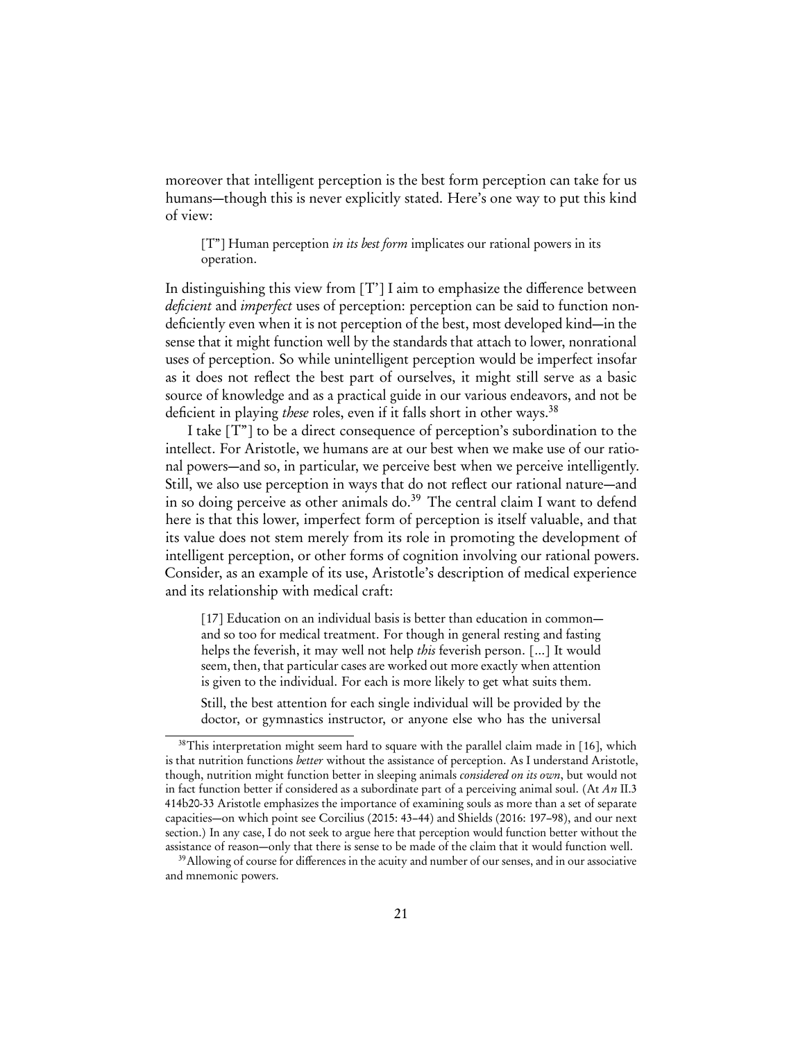moreover that intelligent perception is the best form perception can take for us humans—though this is never explicitly stated. Here's one way to put this kind of view:

> [T"] Human perception *in its best form* implicates our rational powers in its operation.

In distinguishing this view from [T'] I aim to emphasize the difference between *deficient* and *imperfect* uses of perception: perception can be said to function non-deficiently even when it is not perception of the best, most developed kind—in the sense that it might function well by the standards that attach to lower, nonrational uses of perception. So while unintelligent perception would be imperfect insofar as it does not reflect the best part of ourselves, it might still serve as a basic source of knowledge and as a practical guide in our various endeavors, and not be deficient in playing *these* roles, even if it falls short in other ways.[38]

I take [T"] to be a direct consequence of perception's subordination to the intellect. For Aristotle, we humans are at our best when we make use of our rational powers—and so, in particular, we perceive best when we perceive intelligently. Still, we also use perception in ways that do not reflect our rational nature—and in so doing perceive as other animals do.[39] The central claim I want to defend here is that this lower, imperfect form of perception is itself valuable, and that its value does not stem merely from its role in promoting the development of intelligent perception, or other forms of cognition involving our rational powers. Consider, as an example of its use, Aristotle's description of medical experience and its relationship with medical craft:

> [17] Education on an individual basis is better than education in common—and so too for medical treatment. For though in general resting and fasting helps the feverish, it may well not help *this* feverish person. [...] It would seem, then, that particular cases are worked out more exactly when attention is given to the individual. For each is more likely to get what suits them.
>
> Still, the best attention for each single individual will be provided by the doctor, or gymnastics instructor, or anyone else who has the universal

[38] This interpretation might seem hard to square with the parallel claim made in [16], which is that nutrition functions *better* without the assistance of perception. As I understand Aristotle, though, nutrition might function better in sleeping animals *considered on its own*, but would not in fact function better if considered as a subordinate part of a perceiving animal soul. (At *An* II.3 414b20-33 Aristotle emphasizes the importance of examining souls as more than a set of separate capacities—on which point see Corcilius (2015: 43–44) and Shields (2016: 197–98), and our next section.) In any case, I do not seek to argue here that perception would function better without the assistance of reason—only that there is sense to be made of the claim that it would function well.

[39] Allowing of course for differences in the acuity and number of our senses, and in our associative and mnemonic powers.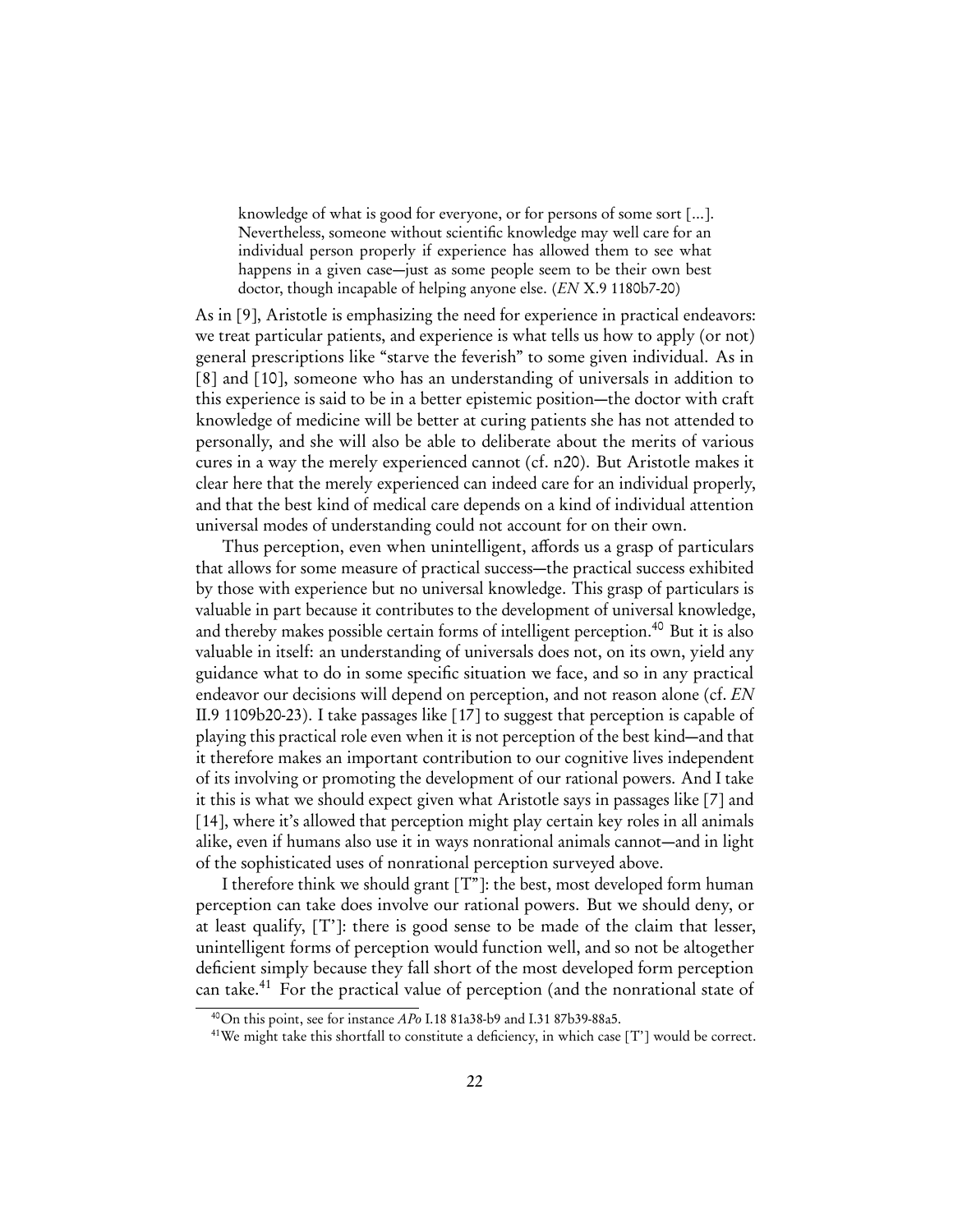> knowledge of what is good for everyone, or for persons of some sort [...]. Nevertheless, someone without scientific knowledge may well care for an individual person properly if experience has allowed them to see what happens in a given case—just as some people seem to be their own best doctor, though incapable of helping anyone else. (*EN* X.9 1180b7-20)

As in [9], Aristotle is emphasizing the need for experience in practical endeavors: we treat particular patients, and experience is what tells us how to apply (or not) general prescriptions like "starve the feverish" to some given individual. As in [8] and [10], someone who has an understanding of universals in addition to this experience is said to be in a better epistemic position—the doctor with craft knowledge of medicine will be better at curing patients she has not attended to personally, and she will also be able to deliberate about the merits of various cures in a way the merely experienced cannot (cf. n20). But Aristotle makes it clear here that the merely experienced can indeed care for an individual properly, and that the best kind of medical care depends on a kind of individual attention universal modes of understanding could not account for on their own.

Thus perception, even when unintelligent, affords us a grasp of particulars that allows for some measure of practical success—the practical success exhibited by those with experience but no universal knowledge. This grasp of particulars is valuable in part because it contributes to the development of universal knowledge, and thereby makes possible certain forms of intelligent perception.[40] But it is also valuable in itself: an understanding of universals does not, on its own, yield any guidance what to do in some specific situation we face, and so in any practical endeavor our decisions will depend on perception, and not reason alone (cf. *EN* II.9 1109b20-23). I take passages like [17] to suggest that perception is capable of playing this practical role even when it is not perception of the best kind—and that it therefore makes an important contribution to our cognitive lives independent of its involving or promoting the development of our rational powers. And I take it this is what we should expect given what Aristotle says in passages like [7] and [14], where it's allowed that perception might play certain key roles in all animals alike, even if humans also use it in ways nonrational animals cannot—and in light of the sophisticated uses of nonrational perception surveyed above.

I therefore think we should grant [T"]: the best, most developed form human perception can take does involve our rational powers. But we should deny, or at least qualify, [T']: there is good sense to be made of the claim that lesser, unintelligent forms of perception would function well, and so not be altogether deficient simply because they fall short of the most developed form perception can take.[41] For the practical value of perception (and the nonrational state of

---

[40] On this point, see for instance *APo* I.18 81a38-b9 and I.31 87b39-88a5.

[41] We might take this shortfall to constitute a deficiency, in which case [T'] would be correct.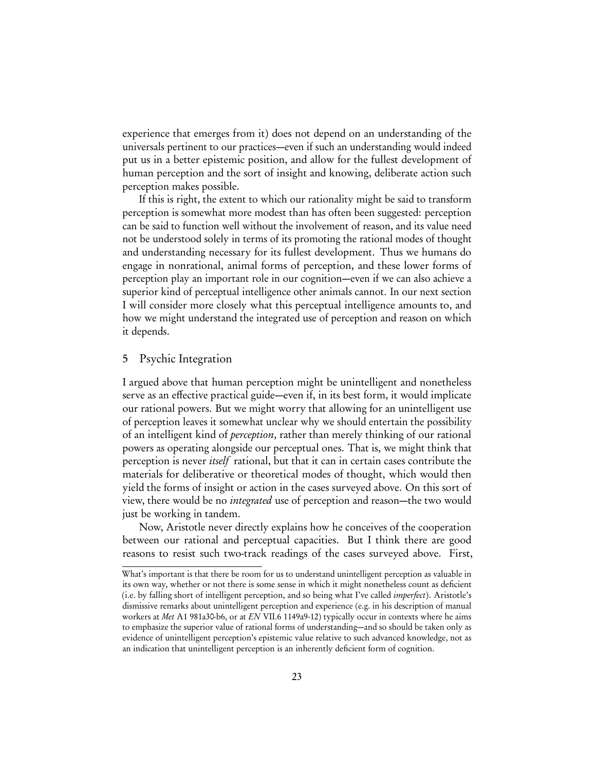experience that emerges from it) does not depend on an understanding of the universals pertinent to our practices—even if such an understanding would indeed put us in a better epistemic position, and allow for the fullest development of human perception and the sort of insight and knowing, deliberate action such perception makes possible.

If this is right, the extent to which our rationality might be said to transform perception is somewhat more modest than has often been suggested: perception can be said to function well without the involvement of reason, and its value need not be understood solely in terms of its promoting the rational modes of thought and understanding necessary for its fullest development. Thus we humans do engage in nonrational, animal forms of perception, and these lower forms of perception play an important role in our cognition—even if we can also achieve a superior kind of perceptual intelligence other animals cannot. In our next section I will consider more closely what this perceptual intelligence amounts to, and how we might understand the integrated use of perception and reason on which it depends.

## 5 Psychic Integration

I argued above that human perception might be unintelligent and nonetheless serve as an effective practical guide—even if, in its best form, it would implicate our rational powers. But we might worry that allowing for an unintelligent use of perception leaves it somewhat unclear why we should entertain the possibility of an intelligent kind of *perception*, rather than merely thinking of our rational powers as operating alongside our perceptual ones. That is, we might think that perception is never *itself* rational, but that it can in certain cases contribute the materials for deliberative or theoretical modes of thought, which would then yield the forms of insight or action in the cases surveyed above. On this sort of view, there would be no *integrated* use of perception and reason—the two would just be working in tandem.

Now, Aristotle never directly explains how he conceives of the cooperation between our rational and perceptual capacities. But I think there are good reasons to resist such two-track readings of the cases surveyed above. First,

---

What's important is that there be room for us to understand unintelligent perception as valuable in its own way, whether or not there is some sense in which it might nonetheless count as deficient (i.e. by falling short of intelligent perception, and so being what I've called *imperfect*). Aristotle's dismissive remarks about unintelligent perception and experience (e.g. in his description of manual workers at *Met* A1 981a30-b6, or at *EN* VII.6 1149a9-12) typically occur in contexts where he aims to emphasize the superior value of rational forms of understanding—and so should be taken only as evidence of unintelligent perception's epistemic value relative to such advanced knowledge, not as an indication that unintelligent perception is an inherently deficient form of cognition.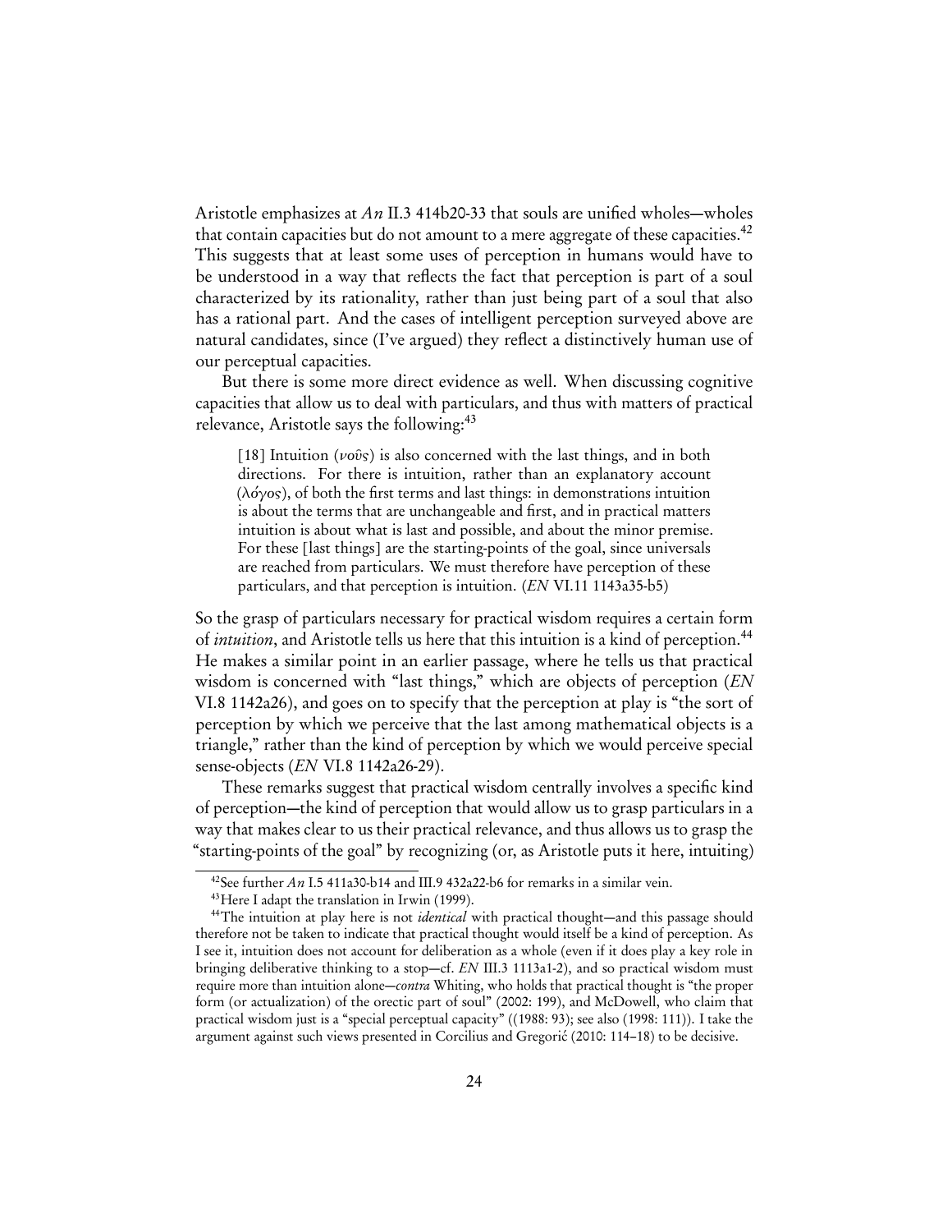Aristotle emphasizes at *An* II.3 414b20-33 that souls are unified wholes—wholes that contain capacities but do not amount to a mere aggregate of these capacities.[42] This suggests that at least some uses of perception in humans would have to be understood in a way that reflects the fact that perception is part of a soul characterized by its rationality, rather than just being part of a soul that also has a rational part. And the cases of intelligent perception surveyed above are natural candidates, since (I've argued) they reflect a distinctively human use of our perceptual capacities.

But there is some more direct evidence as well. When discussing cognitive capacities that allow us to deal with particulars, and thus with matters of practical relevance, Aristotle says the following:[43]

> [18] Intuition (νοῦς) is also concerned with the last things, and in both directions. For there is intuition, rather than an explanatory account (λόγος), of both the first terms and last things: in demonstrations intuition is about the terms that are unchangeable and first, and in practical matters intuition is about what is last and possible, and about the minor premise. For these [last things] are the starting-points of the goal, since universals are reached from particulars. We must therefore have perception of these particulars, and that perception is intuition. (*EN* VI.11 1143a35-b5)

So the grasp of particulars necessary for practical wisdom requires a certain form of *intuition*, and Aristotle tells us here that this intuition is a kind of perception.[44] He makes a similar point in an earlier passage, where he tells us that practical wisdom is concerned with "last things," which are objects of perception (*EN* VI.8 1142a26), and goes on to specify that the perception at play is "the sort of perception by which we perceive that the last among mathematical objects is a triangle," rather than the kind of perception by which we would perceive special sense-objects (*EN* VI.8 1142a26-29).

These remarks suggest that practical wisdom centrally involves a specific kind of perception—the kind of perception that would allow us to grasp particulars in a way that makes clear to us their practical relevance, and thus allows us to grasp the "starting-points of the goal" by recognizing (or, as Aristotle puts it here, intuiting)

---

[42] See further *An* I.5 411a30-b14 and III.9 432a22-b6 for remarks in a similar vein.

[43] Here I adapt the translation in Irwin (1999).

[44] The intuition at play here is not *identical* with practical thought—and this passage should therefore not be taken to indicate that practical thought would itself be a kind of perception. As I see it, intuition does not account for deliberation as a whole (even if it does play a key role in bringing deliberative thinking to a stop—cf. *EN* III.3 1113a1-2), and so practical wisdom must require more than intuition alone—*contra* Whiting, who holds that practical thought is "the proper form (or actualization) of the orectic part of soul" (2002: 199), and McDowell, who claim that practical wisdom just is a "special perceptual capacity" ((1988: 93); see also (1998: 111)). I take the argument against such views presented in Corcilius and Gregorić (2010: 114–18) to be decisive.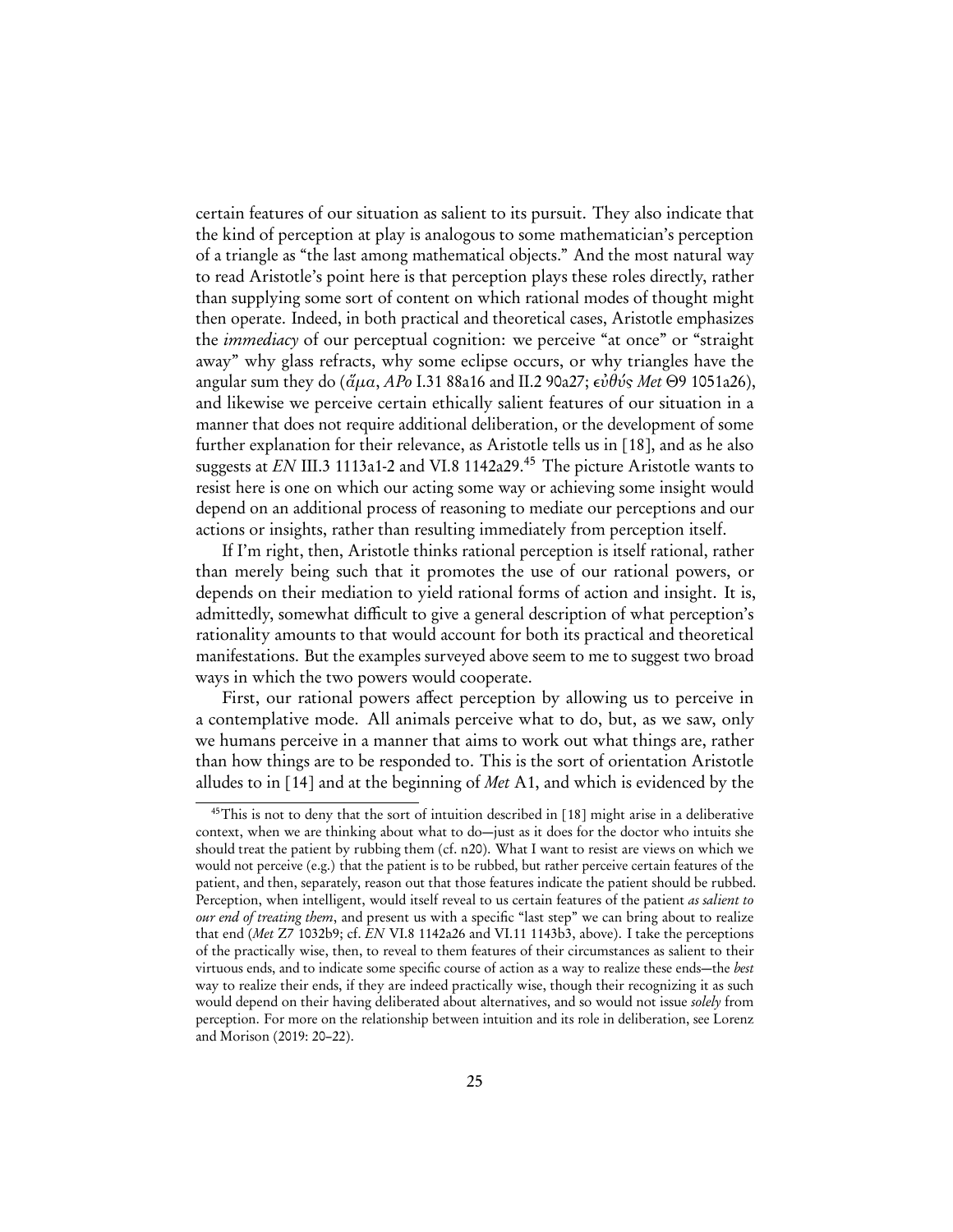certain features of our situation as salient to its pursuit. They also indicate that the kind of perception at play is analogous to some mathematician's perception of a triangle as "the last among mathematical objects." And the most natural way to read Aristotle's point here is that perception plays these roles directly, rather than supplying some sort of content on which rational modes of thought might then operate. Indeed, in both practical and theoretical cases, Aristotle emphasizes the *immediacy* of our perceptual cognition: we perceive "at once" or "straight away" why glass refracts, why some eclipse occurs, or why triangles have the angular sum they do (ἅμα, *APo* I.31 88a16 and II.2 90a27; εὐθύς *Met* Θ9 1051a26), and likewise we perceive certain ethically salient features of our situation in a manner that does not require additional deliberation, or the development of some further explanation for their relevance, as Aristotle tells us in [18], and as he also suggests at *EN* III.3 1113a1-2 and VI.8 1142a29.[45] The picture Aristotle wants to resist here is one on which our acting some way or achieving some insight would depend on an additional process of reasoning to mediate our perceptions and our actions or insights, rather than resulting immediately from perception itself.

If I'm right, then, Aristotle thinks rational perception is itself rational, rather than merely being such that it promotes the use of our rational powers, or depends on their mediation to yield rational forms of action and insight. It is, admittedly, somewhat difficult to give a general description of what perception's rationality amounts to that would account for both its practical and theoretical manifestations. But the examples surveyed above seem to me to suggest two broad ways in which the two powers would cooperate.

First, our rational powers affect perception by allowing us to perceive in a contemplative mode. All animals perceive what to do, but, as we saw, only we humans perceive in a manner that aims to work out what things are, rather than how things are to be responded to. This is the sort of orientation Aristotle alludes to in [14] and at the beginning of *Met* A1, and which is evidenced by the

[45] This is not to deny that the sort of intuition described in [18] might arise in a deliberative context, when we are thinking about what to do—just as it does for the doctor who intuits she should treat the patient by rubbing them (cf. n20). What I want to resist are views on which we would not perceive (e.g.) that the patient is to be rubbed, but rather perceive certain features of the patient, and then, separately, reason out that those features indicate the patient should be rubbed. Perception, when intelligent, would itself reveal to us certain features of the patient *as salient to our end of treating them*, and present us with a specific "last step" we can bring about to realize that end (*Met* Z7 1032b9; cf. *EN* VI.8 1142a26 and VI.11 1143b3, above). I take the perceptions of the practically wise, then, to reveal to them features of their circumstances as salient to their virtuous ends, and to indicate some specific course of action as a way to realize these ends—the *best* way to realize their ends, if they are indeed practically wise, though their recognizing it as such would depend on their having deliberated about alternatives, and so would not issue *solely* from perception. For more on the relationship between intuition and its role in deliberation, see Lorenz and Morison (2019: 20–22).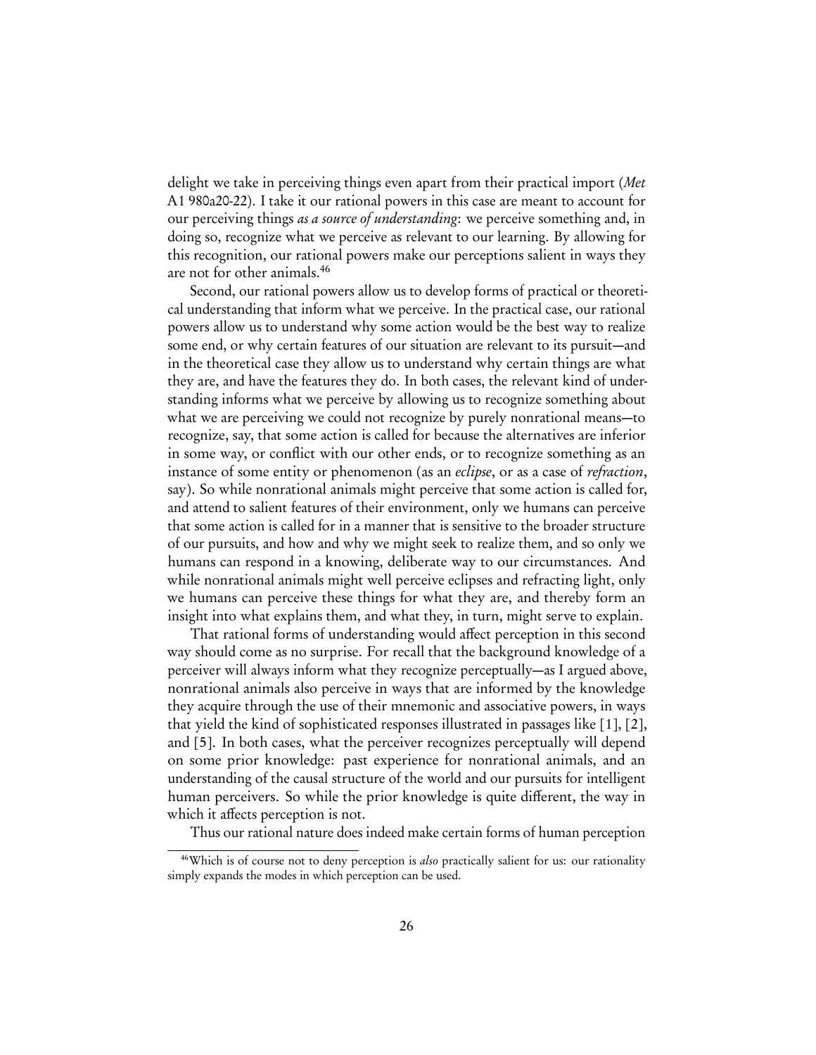delight we take in perceiving things even apart from their practical import (*Met* A1 980a20-22). I take it our rational powers in this case are meant to account for our perceiving things *as a source of understanding*: we perceive something and, in doing so, recognize what we perceive as relevant to our learning. By allowing for this recognition, our rational powers make our perceptions salient in ways they are not for other animals.[46]

Second, our rational powers allow us to develop forms of practical or theoretical understanding that inform what we perceive. In the practical case, our rational powers allow us to understand why some action would be the best way to realize some end, or why certain features of our situation are relevant to its pursuit—and in the theoretical case they allow us to understand why certain things are what they are, and have the features they do. In both cases, the relevant kind of understanding informs what we perceive by allowing us to recognize something about what we are perceiving we could not recognize by purely nonrational means—to recognize, say, that some action is called for because the alternatives are inferior in some way, or conflict with our other ends, or to recognize something as an instance of some entity or phenomenon (as an *eclipse*, or as a case of *refraction*, say). So while nonrational animals might perceive that some action is called for, and attend to salient features of their environment, only we humans can perceive that some action is called for in a manner that is sensitive to the broader structure of our pursuits, and how and why we might seek to realize them, and so only we humans can respond in a knowing, deliberate way to our circumstances. And while nonrational animals might well perceive eclipses and refracting light, only we humans can perceive these things for what they are, and thereby form an insight into what explains them, and what they, in turn, might serve to explain.

That rational forms of understanding would affect perception in this second way should come as no surprise. For recall that the background knowledge of a perceiver will always inform what they recognize perceptually—as I argued above, nonrational animals also perceive in ways that are informed by the knowledge they acquire through the use of their mnemonic and associative powers, in ways that yield the kind of sophisticated responses illustrated in passages like [1], [2], and [5]. In both cases, what the perceiver recognizes perceptually will depend on some prior knowledge: past experience for nonrational animals, and an understanding of the causal structure of the world and our pursuits for intelligent human perceivers. So while the prior knowledge is quite different, the way in which it affects perception is not.

Thus our rational nature does indeed make certain forms of human perception

[46] Which is of course not to deny perception is *also* practically salient for us: our rationality simply expands the modes in which perception can be used.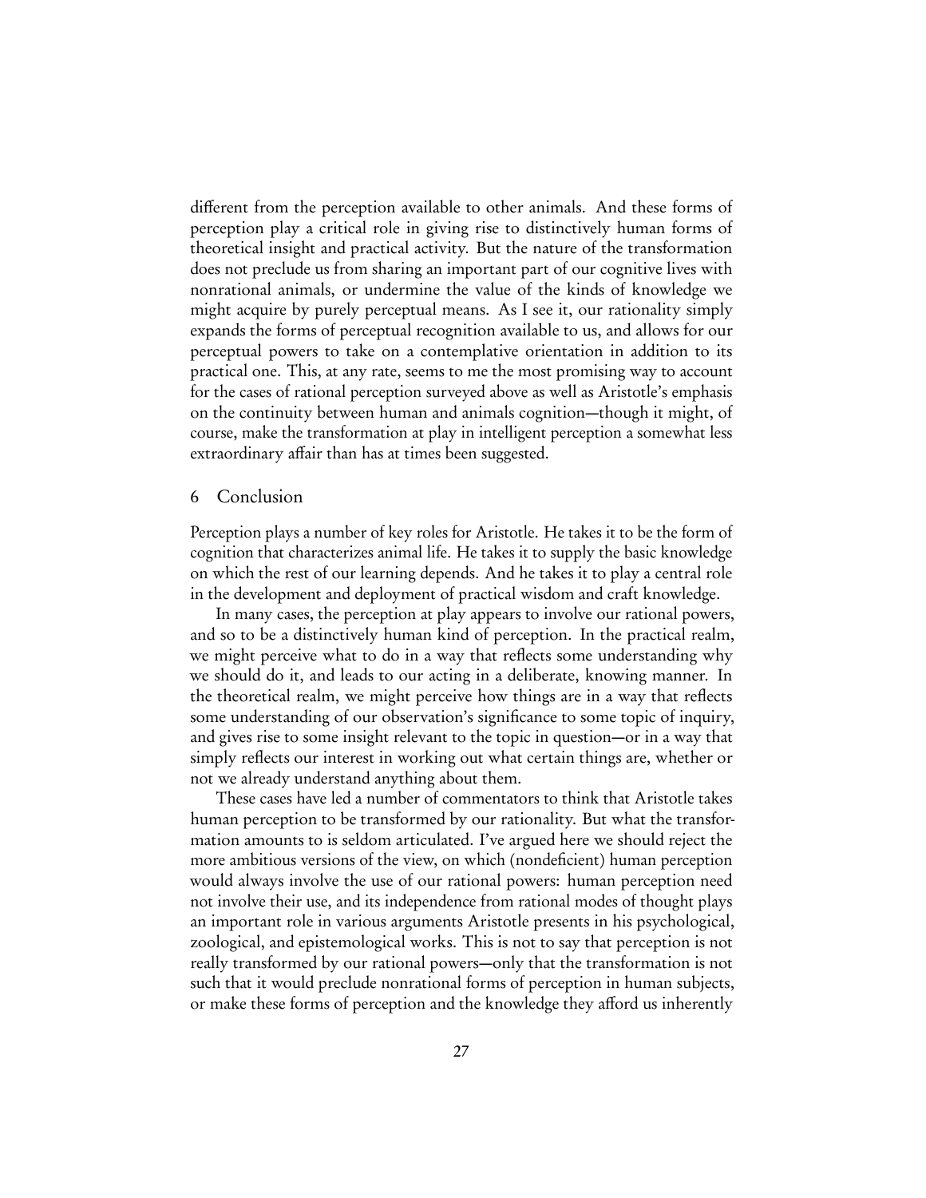different from the perception available to other animals. And these forms of perception play a critical role in giving rise to distinctively human forms of theoretical insight and practical activity. But the nature of the transformation does not preclude us from sharing an important part of our cognitive lives with nonrational animals, or undermine the value of the kinds of knowledge we might acquire by purely perceptual means. As I see it, our rationality simply expands the forms of perceptual recognition available to us, and allows for our perceptual powers to take on a contemplative orientation in addition to its practical one. This, at any rate, seems to me the most promising way to account for the cases of rational perception surveyed above as well as Aristotle's emphasis on the continuity between human and animals cognition—though it might, of course, make the transformation at play in intelligent perception a somewhat less extraordinary affair than has at times been suggested.

## 6 Conclusion

Perception plays a number of key roles for Aristotle. He takes it to be the form of cognition that characterizes animal life. He takes it to supply the basic knowledge on which the rest of our learning depends. And he takes it to play a central role in the development and deployment of practical wisdom and craft knowledge.

In many cases, the perception at play appears to involve our rational powers, and so to be a distinctively human kind of perception. In the practical realm, we might perceive what to do in a way that reflects some understanding why we should do it, and leads to our acting in a deliberate, knowing manner. In the theoretical realm, we might perceive how things are in a way that reflects some understanding of our observation's significance to some topic of inquiry, and gives rise to some insight relevant to the topic in question—or in a way that simply reflects our interest in working out what certain things are, whether or not we already understand anything about them.

These cases have led a number of commentators to think that Aristotle takes human perception to be transformed by our rationality. But what the transformation amounts to is seldom articulated. I've argued here we should reject the more ambitious versions of the view, on which (nondeficient) human perception would always involve the use of our rational powers: human perception need not involve their use, and its independence from rational modes of thought plays an important role in various arguments Aristotle presents in his psychological, zoological, and epistemological works. This is not to say that perception is not really transformed by our rational powers—only that the transformation is not such that it would preclude nonrational forms of perception in human subjects, or make these forms of perception and the knowledge they afford us inherently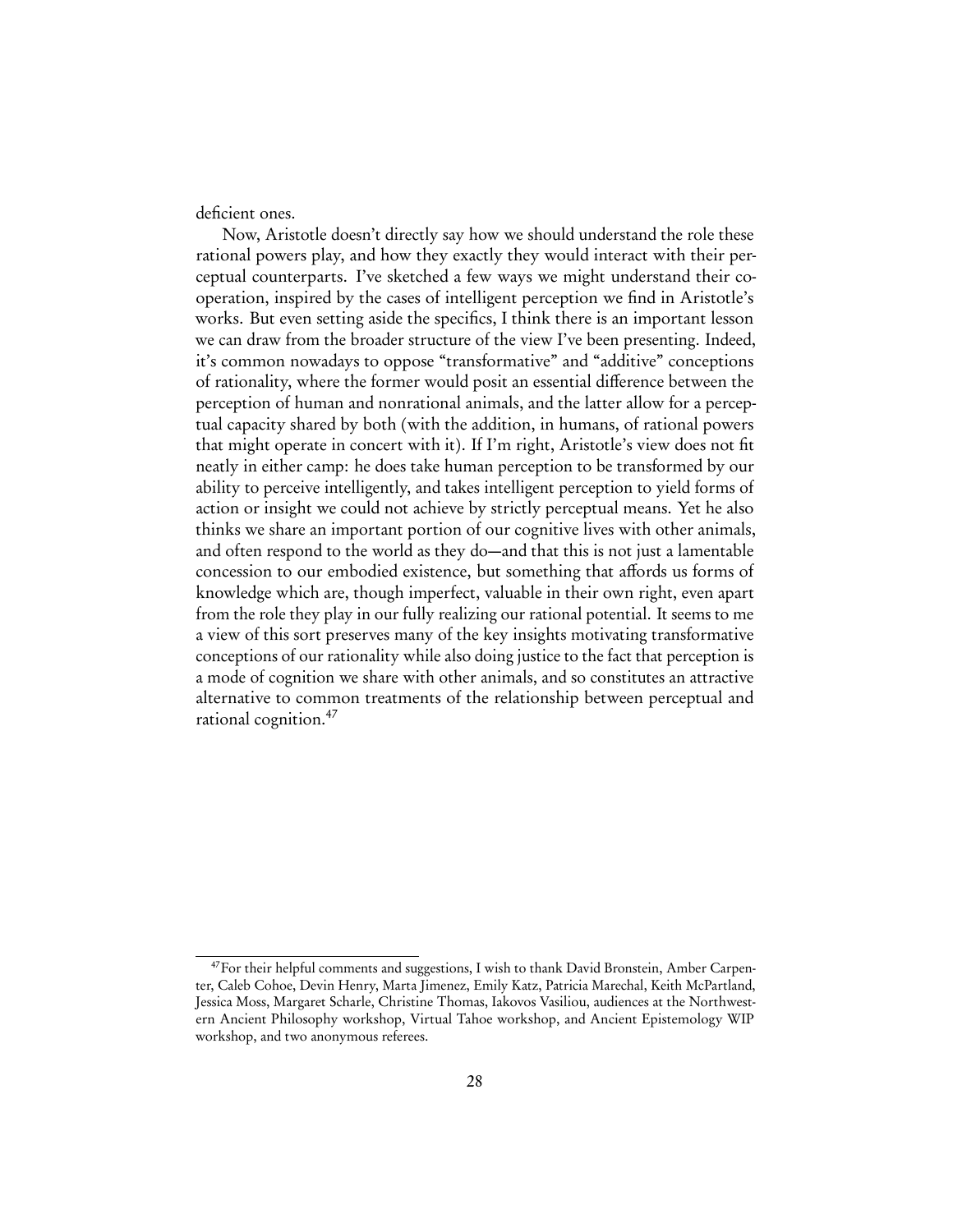deficient ones.

Now, Aristotle doesn't directly say how we should understand the role these rational powers play, and how they exactly they would interact with their perceptual counterparts. I've sketched a few ways we might understand their cooperation, inspired by the cases of intelligent perception we find in Aristotle's works. But even setting aside the specifics, I think there is an important lesson we can draw from the broader structure of the view I've been presenting. Indeed, it's common nowadays to oppose "transformative" and "additive" conceptions of rationality, where the former would posit an essential difference between the perception of human and nonrational animals, and the latter allow for a perceptual capacity shared by both (with the addition, in humans, of rational powers that might operate in concert with it). If I'm right, Aristotle's view does not fit neatly in either camp: he does take human perception to be transformed by our ability to perceive intelligently, and takes intelligent perception to yield forms of action or insight we could not achieve by strictly perceptual means. Yet he also thinks we share an important portion of our cognitive lives with other animals, and often respond to the world as they do—and that this is not just a lamentable concession to our embodied existence, but something that affords us forms of knowledge which are, though imperfect, valuable in their own right, even apart from the role they play in our fully realizing our rational potential. It seems to me a view of this sort preserves many of the key insights motivating transformative conceptions of our rationality while also doing justice to the fact that perception is a mode of cognition we share with other animals, and so constitutes an attractive alternative to common treatments of the relationship between perceptual and rational cognition.[47]

[47] For their helpful comments and suggestions, I wish to thank David Bronstein, Amber Carpenter, Caleb Cohoe, Devin Henry, Marta Jimenez, Emily Katz, Patricia Marechal, Keith McPartland, Jessica Moss, Margaret Scharle, Christine Thomas, Iakovos Vasiliou, audiences at the Northwestern Ancient Philosophy workshop, Virtual Tahoe workshop, and Ancient Epistemology WIP workshop, and two anonymous referees.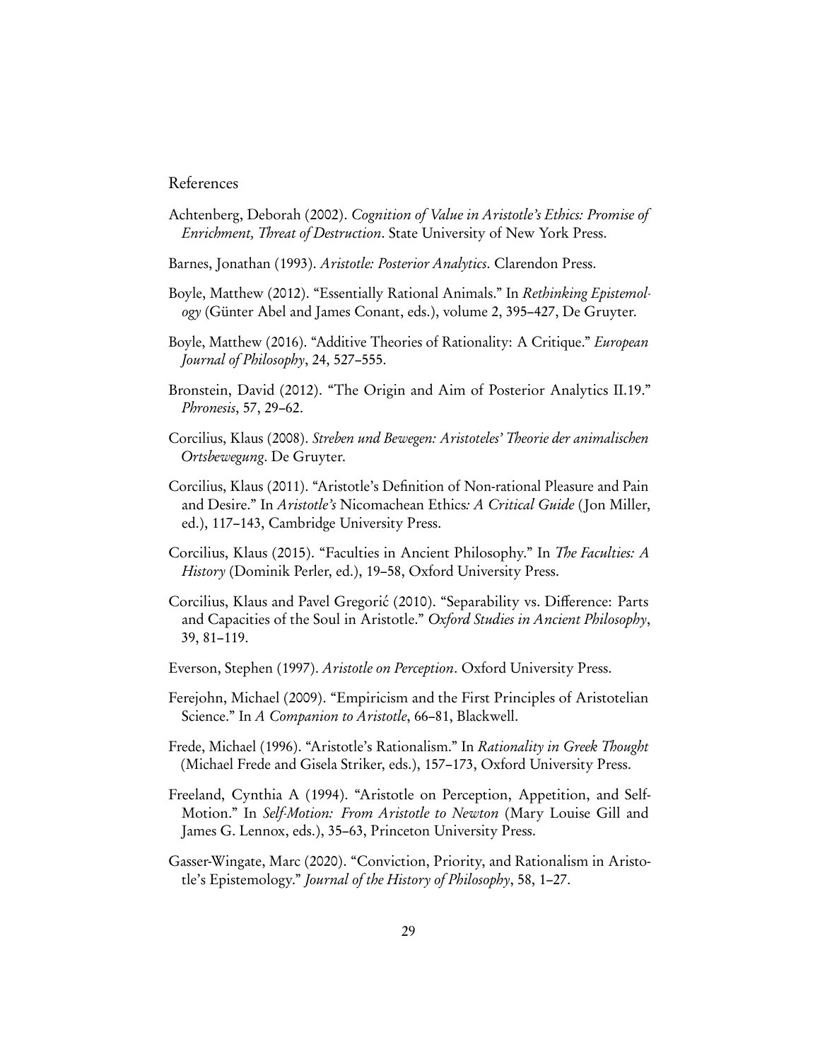## References

Achtenberg, Deborah (2002). *Cognition of Value in Aristotle's Ethics: Promise of Enrichment, Threat of Destruction*. State University of New York Press.

Barnes, Jonathan (1993). *Aristotle: Posterior Analytics*. Clarendon Press.

Boyle, Matthew (2012). "Essentially Rational Animals." In *Rethinking Epistemology* (Günter Abel and James Conant, eds.), volume 2, 395–427, De Gruyter.

Boyle, Matthew (2016). "Additive Theories of Rationality: A Critique." *European Journal of Philosophy*, 24, 527–555.

Bronstein, David (2012). "The Origin and Aim of Posterior Analytics II.19." *Phronesis*, 57, 29–62.

Corcilius, Klaus (2008). *Streben und Bewegen: Aristoteles' Theorie der animalischen Ortsbewegung*. De Gruyter.

Corcilius, Klaus (2011). "Aristotle's Definition of Non-rational Pleasure and Pain and Desire." In *Aristotle's* Nicomachean Ethics*: A Critical Guide* (Jon Miller, ed.), 117–143, Cambridge University Press.

Corcilius, Klaus (2015). "Faculties in Ancient Philosophy." In *The Faculties: A History* (Dominik Perler, ed.), 19–58, Oxford University Press.

Corcilius, Klaus and Pavel Gregorić (2010). "Separability vs. Difference: Parts and Capacities of the Soul in Aristotle." *Oxford Studies in Ancient Philosophy*, 39, 81–119.

Everson, Stephen (1997). *Aristotle on Perception*. Oxford University Press.

Ferejohn, Michael (2009). "Empiricism and the First Principles of Aristotelian Science." In *A Companion to Aristotle*, 66–81, Blackwell.

Frede, Michael (1996). "Aristotle's Rationalism." In *Rationality in Greek Thought* (Michael Frede and Gisela Striker, eds.), 157–173, Oxford University Press.

Freeland, Cynthia A (1994). "Aristotle on Perception, Appetition, and Self-Motion." In *Self-Motion: From Aristotle to Newton* (Mary Louise Gill and James G. Lennox, eds.), 35–63, Princeton University Press.

Gasser-Wingate, Marc (2020). "Conviction, Priority, and Rationalism in Aristotle's Epistemology." *Journal of the History of Philosophy*, 58, 1–27.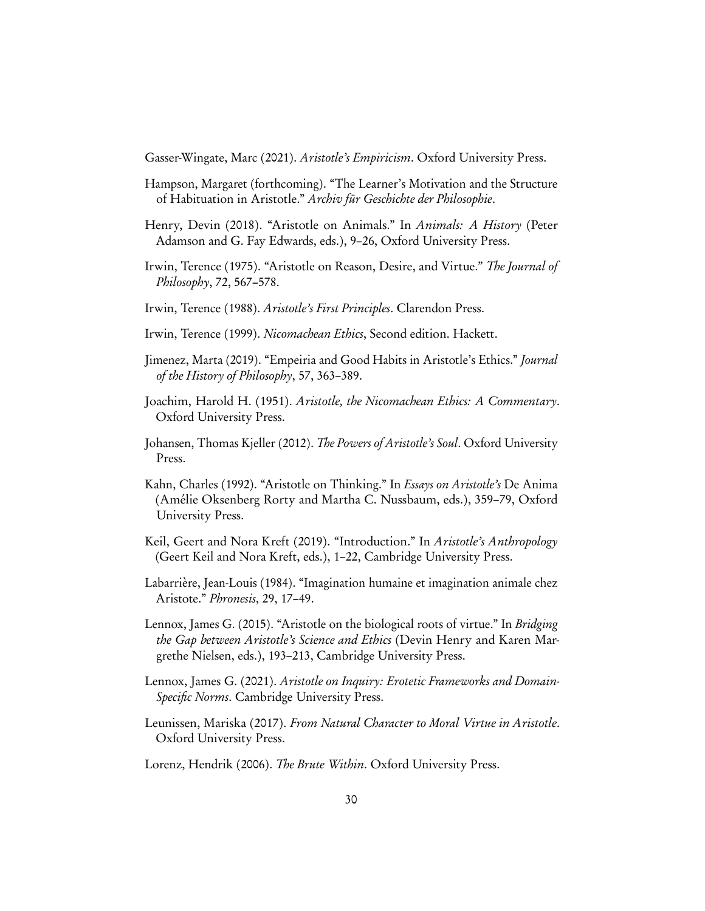Gasser-Wingate, Marc (2021). *Aristotle's Empiricism*. Oxford University Press.

Hampson, Margaret (forthcoming). "The Learner's Motivation and the Structure of Habituation in Aristotle." *Archiv für Geschichte der Philosophie*.

Henry, Devin (2018). "Aristotle on Animals." In *Animals: A History* (Peter Adamson and G. Fay Edwards, eds.), 9–26, Oxford University Press.

Irwin, Terence (1975). "Aristotle on Reason, Desire, and Virtue." *The Journal of Philosophy*, 72, 567–578.

Irwin, Terence (1988). *Aristotle's First Principles*. Clarendon Press.

Irwin, Terence (1999). *Nicomachean Ethics*, Second edition. Hackett.

Jimenez, Marta (2019). "Empeiria and Good Habits in Aristotle's Ethics." *Journal of the History of Philosophy*, 57, 363–389.

Joachim, Harold H. (1951). *Aristotle, the Nicomachean Ethics: A Commentary*. Oxford University Press.

Johansen, Thomas Kjeller (2012). *The Powers of Aristotle's Soul*. Oxford University Press.

Kahn, Charles (1992). "Aristotle on Thinking." In *Essays on Aristotle's* De Anima (Amélie Oksenberg Rorty and Martha C. Nussbaum, eds.), 359–79, Oxford University Press.

Keil, Geert and Nora Kreft (2019). "Introduction." In *Aristotle's Anthropology* (Geert Keil and Nora Kreft, eds.), 1–22, Cambridge University Press.

Labarrière, Jean-Louis (1984). "Imagination humaine et imagination animale chez Aristote." *Phronesis*, 29, 17–49.

Lennox, James G. (2015). "Aristotle on the biological roots of virtue." In *Bridging the Gap between Aristotle's Science and Ethics* (Devin Henry and Karen Margrethe Nielsen, eds.), 193–213, Cambridge University Press.

Lennox, James G. (2021). *Aristotle on Inquiry: Erotetic Frameworks and Domain-Specific Norms*. Cambridge University Press.

Leunissen, Mariska (2017). *From Natural Character to Moral Virtue in Aristotle*. Oxford University Press.

Lorenz, Hendrik (2006). *The Brute Within*. Oxford University Press.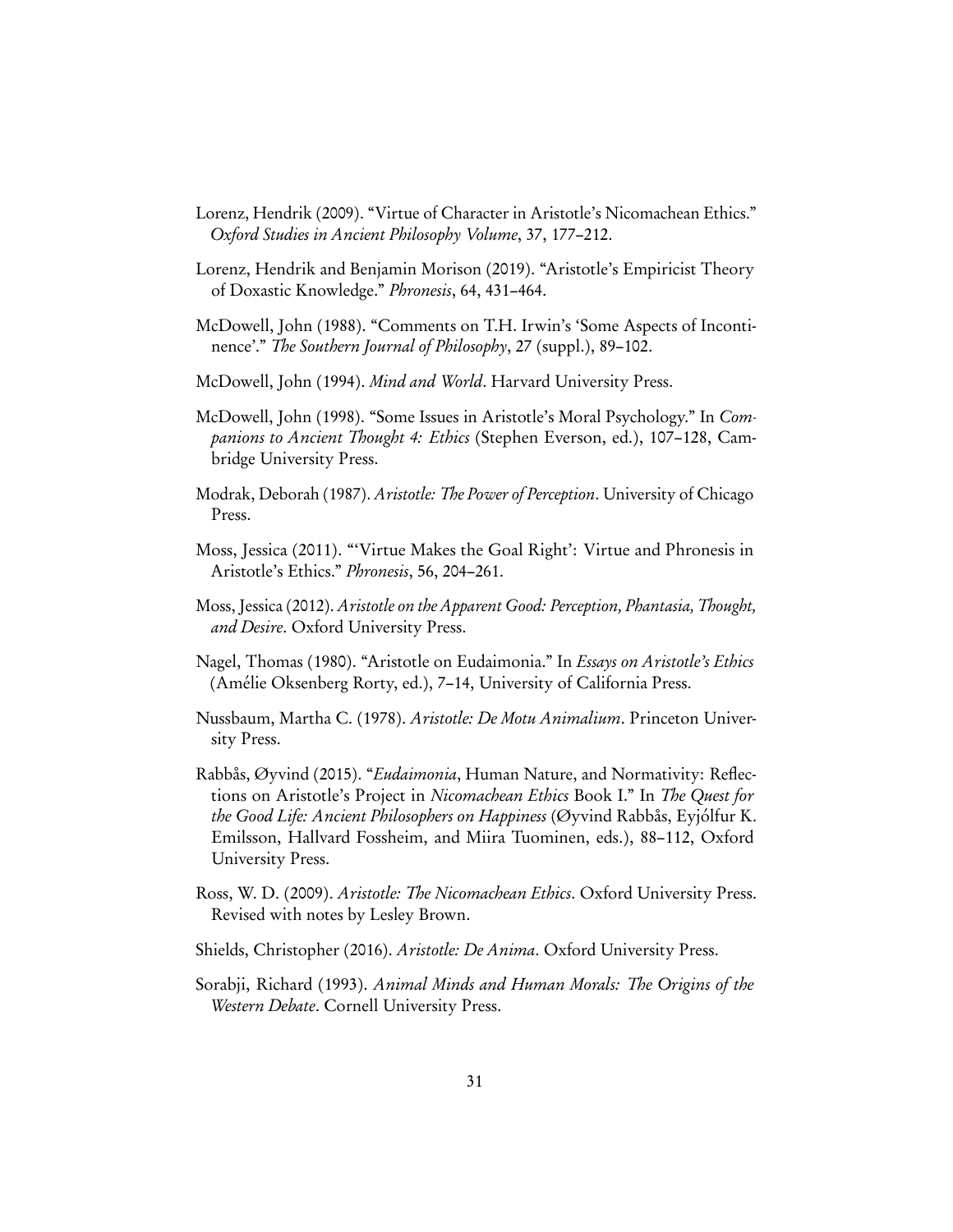Lorenz, Hendrik (2009). "Virtue of Character in Aristotle's Nicomachean Ethics." *Oxford Studies in Ancient Philosophy Volume*, 37, 177–212.

Lorenz, Hendrik and Benjamin Morison (2019). "Aristotle's Empiricist Theory of Doxastic Knowledge." *Phronesis*, 64, 431–464.

McDowell, John (1988). "Comments on T.H. Irwin's 'Some Aspects of Incontinence'." *The Southern Journal of Philosophy*, 27 (suppl.), 89–102.

McDowell, John (1994). *Mind and World*. Harvard University Press.

McDowell, John (1998). "Some Issues in Aristotle's Moral Psychology." In *Companions to Ancient Thought 4: Ethics* (Stephen Everson, ed.), 107–128, Cambridge University Press.

Modrak, Deborah (1987). *Aristotle: The Power of Perception*. University of Chicago Press.

Moss, Jessica (2011). "'Virtue Makes the Goal Right': Virtue and Phronesis in Aristotle's Ethics." *Phronesis*, 56, 204–261.

Moss, Jessica (2012). *Aristotle on the Apparent Good: Perception, Phantasia, Thought, and Desire*. Oxford University Press.

Nagel, Thomas (1980). "Aristotle on Eudaimonia." In *Essays on Aristotle's Ethics* (Amélie Oksenberg Rorty, ed.), 7–14, University of California Press.

Nussbaum, Martha C. (1978). *Aristotle: De Motu Animalium*. Princeton University Press.

Rabbås, Øyvind (2015). "*Eudaimonia*, Human Nature, and Normativity: Reflections on Aristotle's Project in *Nicomachean Ethics* Book I." In *The Quest for the Good Life: Ancient Philosophers on Happiness* (Øyvind Rabbås, Eyjólfur K. Emilsson, Hallvard Fossheim, and Miira Tuominen, eds.), 88–112, Oxford University Press.

Ross, W. D. (2009). *Aristotle: The Nicomachean Ethics*. Oxford University Press. Revised with notes by Lesley Brown.

Shields, Christopher (2016). *Aristotle: De Anima*. Oxford University Press.

Sorabji, Richard (1993). *Animal Minds and Human Morals: The Origins of the Western Debate*. Cornell University Press.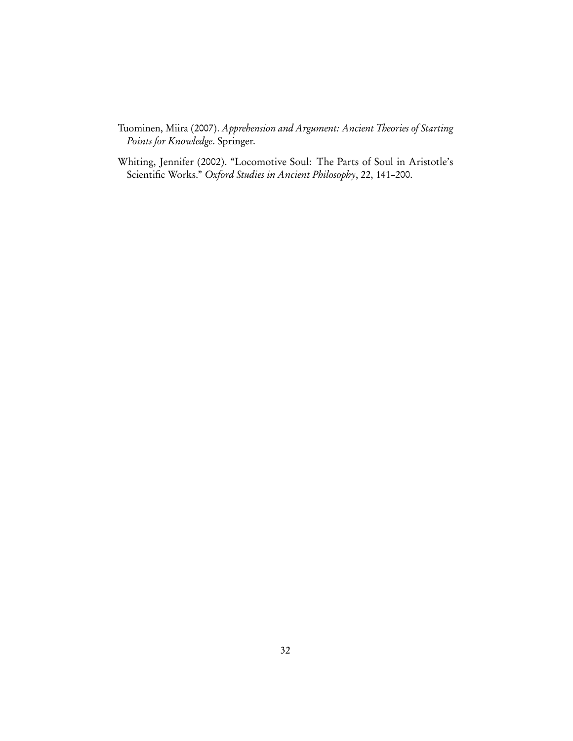Tuominen, Miira (2007). *Apprehension and Argument: Ancient Theories of Starting Points for Knowledge*. Springer.

Whiting, Jennifer (2002). "Locomotive Soul: The Parts of Soul in Aristotle's Scientific Works." *Oxford Studies in Ancient Philosophy*, 22, 141–200.